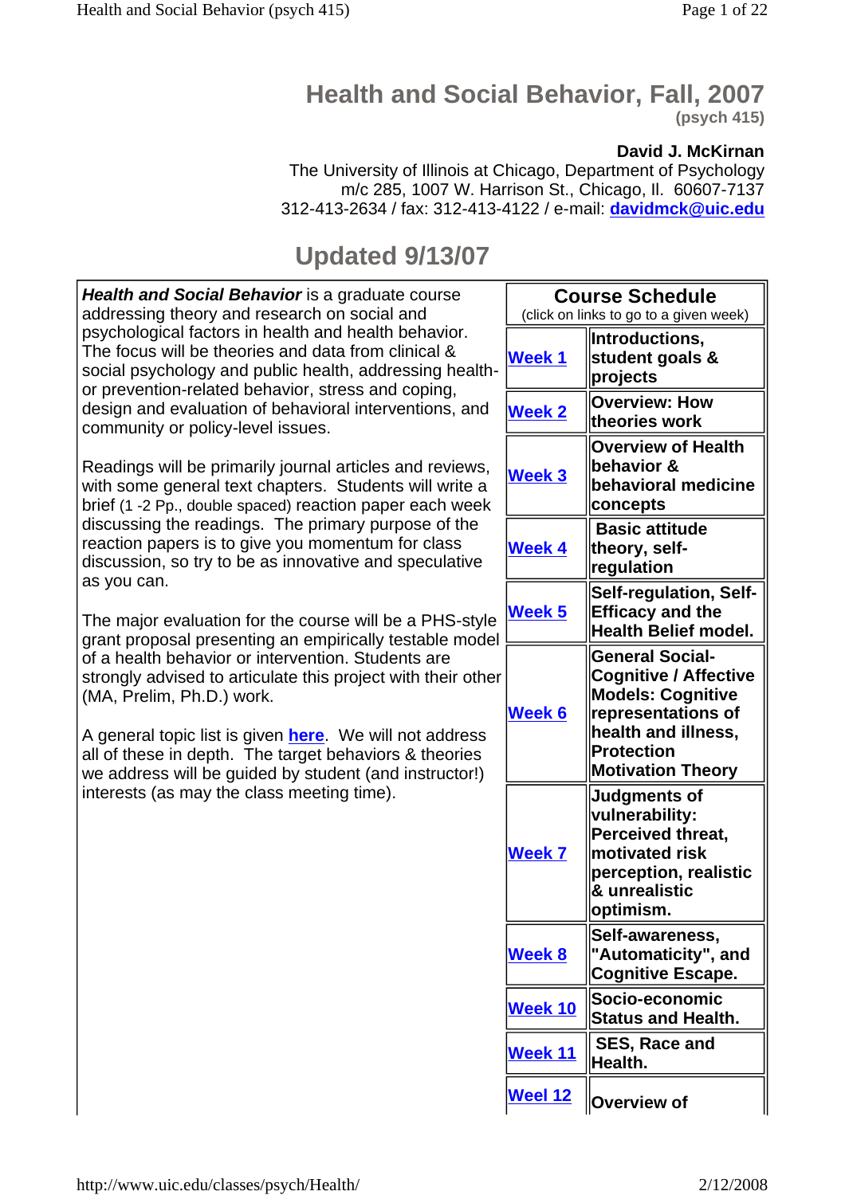# Health and Social Behavior, Fall, 2007

**(psych 415)**

**David J. McKirnan**
The University of Illinois at Chicago, Department of Psychology
m/c 285, 1007 W. Harrison St., Chicago, Il. 60607-7137
312-413-2634 / fax: 312-413-4122 / e-mail: **davidmck@uic.edu**

## Updated 9/13/07

***Health and Social Behavior*** is a graduate course addressing theory and research on social and psychological factors in health and health behavior. The focus will be theories and data from clinical & social psychology and public health, addressing health- or prevention-related behavior, stress and coping, design and evaluation of behavioral interventions, and community or policy-level issues.

Readings will be primarily journal articles and reviews, with some general text chapters. Students will write a brief (1 -2 Pp., double spaced) reaction paper each week discussing the readings. The primary purpose of the reaction papers is to give you momentum for class discussion, so try to be as innovative and speculative as you can.

The major evaluation for the course will be a PHS-style grant proposal presenting an empirically testable model of a health behavior or intervention. Students are strongly advised to articulate this project with their other (MA, Prelim, Ph.D.) work.

A general topic list is given **here**. We will not address all of these in depth. The target behaviors & theories we address will be guided by student (and instructor!) interests (as may the class meeting time).

| Course Schedule (click on links to go to a given week) | |
|---|---|
| **Week 1** | **Introductions, student goals & projects** |
| **Week 2** | **Overview: How theories work** |
| **Week 3** | **Overview of Health behavior & behavioral medicine concepts** |
| **Week 4** | **Basic attitude theory, self-regulation** |
| **Week 5** | **Self-regulation, Self-Efficacy and the Health Belief model.** |
| **Week 6** | **General Social-Cognitive / Affective Models: Cognitive representations of health and illness, Protection Motivation Theory** |
| **Week 7** | **Judgments of vulnerability: Perceived threat, motivated risk perception, realistic & unrealistic optimism.** |
| **Week 8** | **Self-awareness, "Automaticity", and Cognitive Escape.** |
| **Week 10** | **Socio-economic Status and Health.** |
| **Week 11** | **SES, Race and Health.** |
| **Weel 12** | **Overview of** |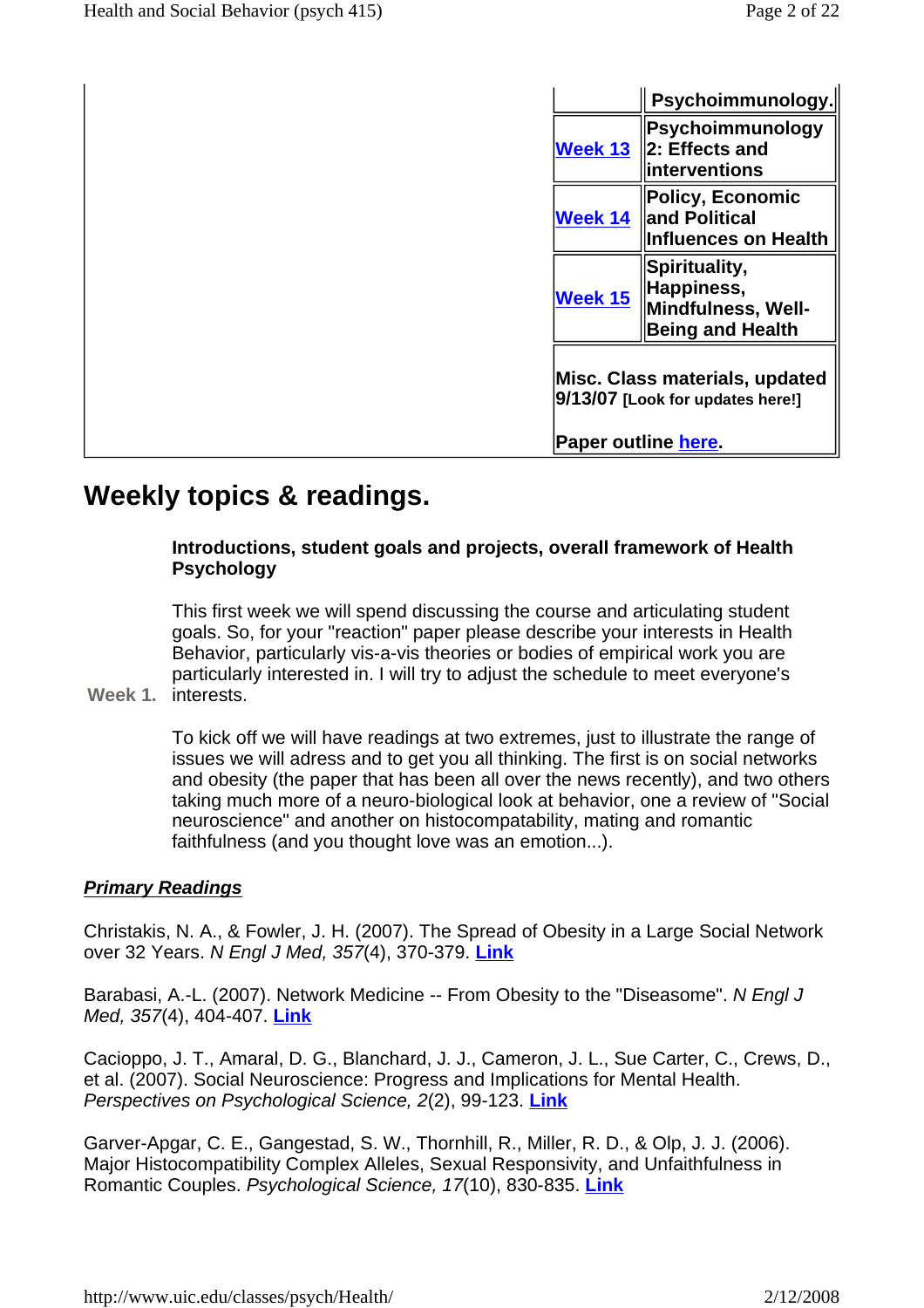| | |
|---|---|
| | **Psychoimmunology.** |
| **Week 13** | **Psychoimmunology 2: Effects and interventions** |
| **Week 14** | **Policy, Economic and Political Influences on Health** |
| **Week 15** | **Spirituality, Happiness, Mindfulness, Well-Being and Health** |
| **Misc. Class materials, updated 9/13/07** [Look for updates here!]<br><br>**Paper outline here.** | |

# Weekly topics & readings.

**Week 1.**

**Introductions, student goals and projects, overall framework of Health Psychology**

This first week we will spend discussing the course and articulating student goals. So, for your "reaction" paper please describe your interests in Health Behavior, particularly vis-a-vis theories or bodies of empirical work you are particularly interested in. I will try to adjust the schedule to meet everyone's interests.

To kick off we will have readings at two extremes, just to illustrate the range of issues we will adress and to get you all thinking. The first is on social networks and obesity (the paper that has been all over the news recently), and two others taking much more of a neuro-biological look at behavior, one a review of "Social neuroscience" and another on histocompatability, mating and romantic faithfulness (and you thought love was an emotion...).

***Primary Readings***

Christakis, N. A., & Fowler, J. H. (2007). The Spread of Obesity in a Large Social Network over 32 Years. *N Engl J Med, 357*(4), 370-379. **Link**

Barabasi, A.-L. (2007). Network Medicine -- From Obesity to the "Diseasome". *N Engl J Med, 357*(4), 404-407. **Link**

Cacioppo, J. T., Amaral, D. G., Blanchard, J. J., Cameron, J. L., Sue Carter, C., Crews, D., et al. (2007). Social Neuroscience: Progress and Implications for Mental Health. *Perspectives on Psychological Science, 2*(2), 99-123. **Link**

Garver-Apgar, C. E., Gangestad, S. W., Thornhill, R., Miller, R. D., & Olp, J. J. (2006). Major Histocompatibility Complex Alleles, Sexual Responsivity, and Unfaithfulness in Romantic Couples. *Psychological Science, 17*(10), 830-835. **Link**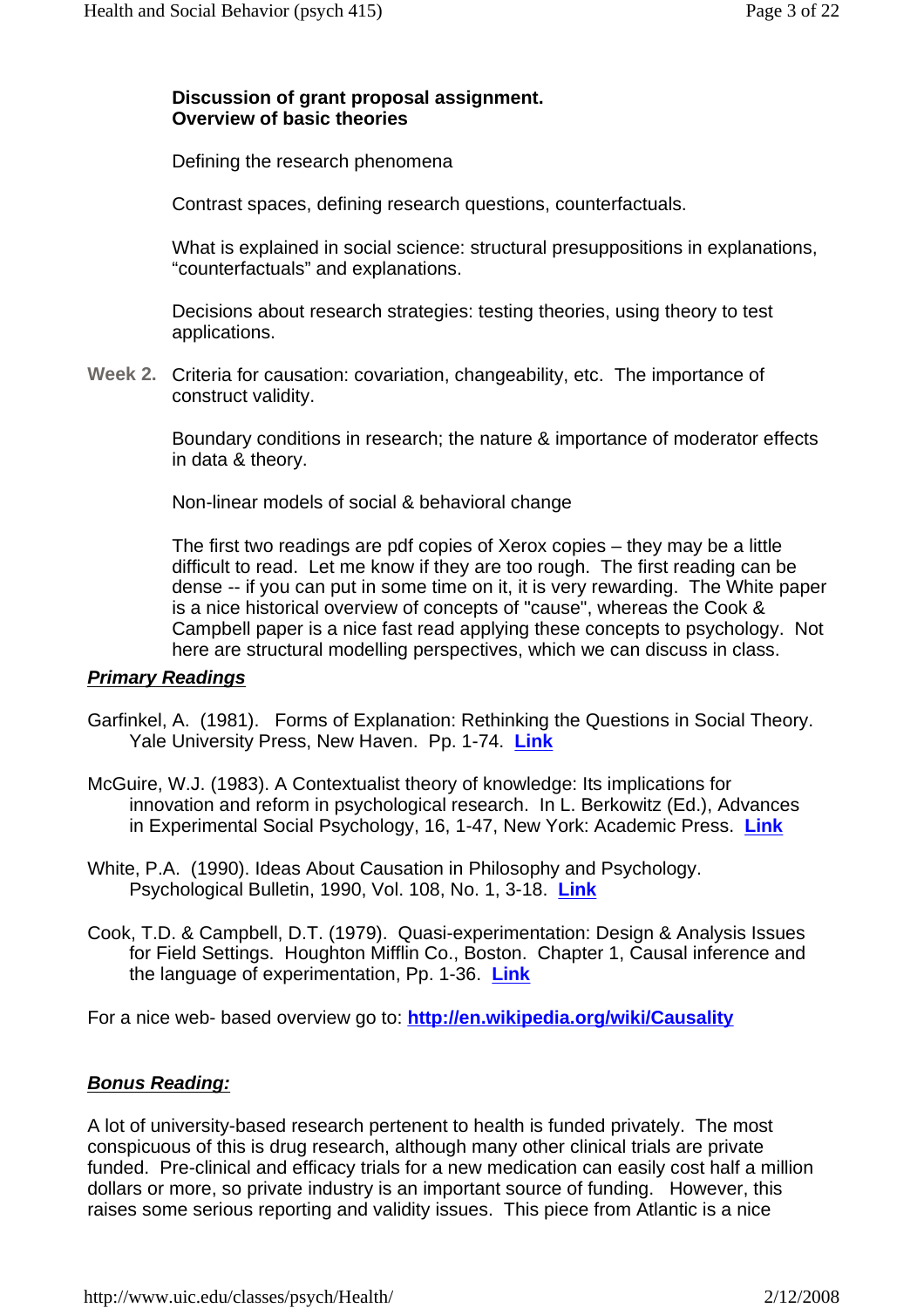**Discussion of grant proposal assignment.**
**Overview of basic theories**

Defining the research phenomena

Contrast spaces, defining research questions, counterfactuals.

What is explained in social science: structural presuppositions in explanations, "counterfactuals" and explanations.

Decisions about research strategies: testing theories, using theory to test applications.

**Week 2.** Criteria for causation: covariation, changeability, etc. The importance of construct validity.

Boundary conditions in research; the nature & importance of moderator effects in data & theory.

Non-linear models of social & behavioral change

The first two readings are pdf copies of Xerox copies – they may be a little difficult to read. Let me know if they are too rough. The first reading can be dense -- if you can put in some time on it, it is very rewarding. The White paper is a nice historical overview of concepts of "cause", whereas the Cook & Campbell paper is a nice fast read applying these concepts to psychology. Not here are structural modelling perspectives, which we can discuss in class.

***Primary Readings***

Garfinkel, A. (1981). Forms of Explanation: Rethinking the Questions in Social Theory. Yale University Press, New Haven. Pp. 1-74. **Link**

McGuire, W.J. (1983). A Contextualist theory of knowledge: Its implications for innovation and reform in psychological research. In L. Berkowitz (Ed.), Advances in Experimental Social Psychology, 16, 1-47, New York: Academic Press. **Link**

White, P.A. (1990). Ideas About Causation in Philosophy and Psychology. Psychological Bulletin, 1990, Vol. 108, No. 1, 3-18. **Link**

Cook, T.D. & Campbell, D.T. (1979). Quasi-experimentation: Design & Analysis Issues for Field Settings. Houghton Mifflin Co., Boston. Chapter 1, Causal inference and the language of experimentation, Pp. 1-36. **Link**

For a nice web- based overview go to: **http://en.wikipedia.org/wiki/Causality**

***Bonus Reading:***

A lot of university-based research pertenent to health is funded privately. The most conspicuous of this is drug research, although many other clinical trials are private funded. Pre-clinical and efficacy trials for a new medication can easily cost half a million dollars or more, so private industry is an important source of funding. However, this raises some serious reporting and validity issues. This piece from Atlantic is a nice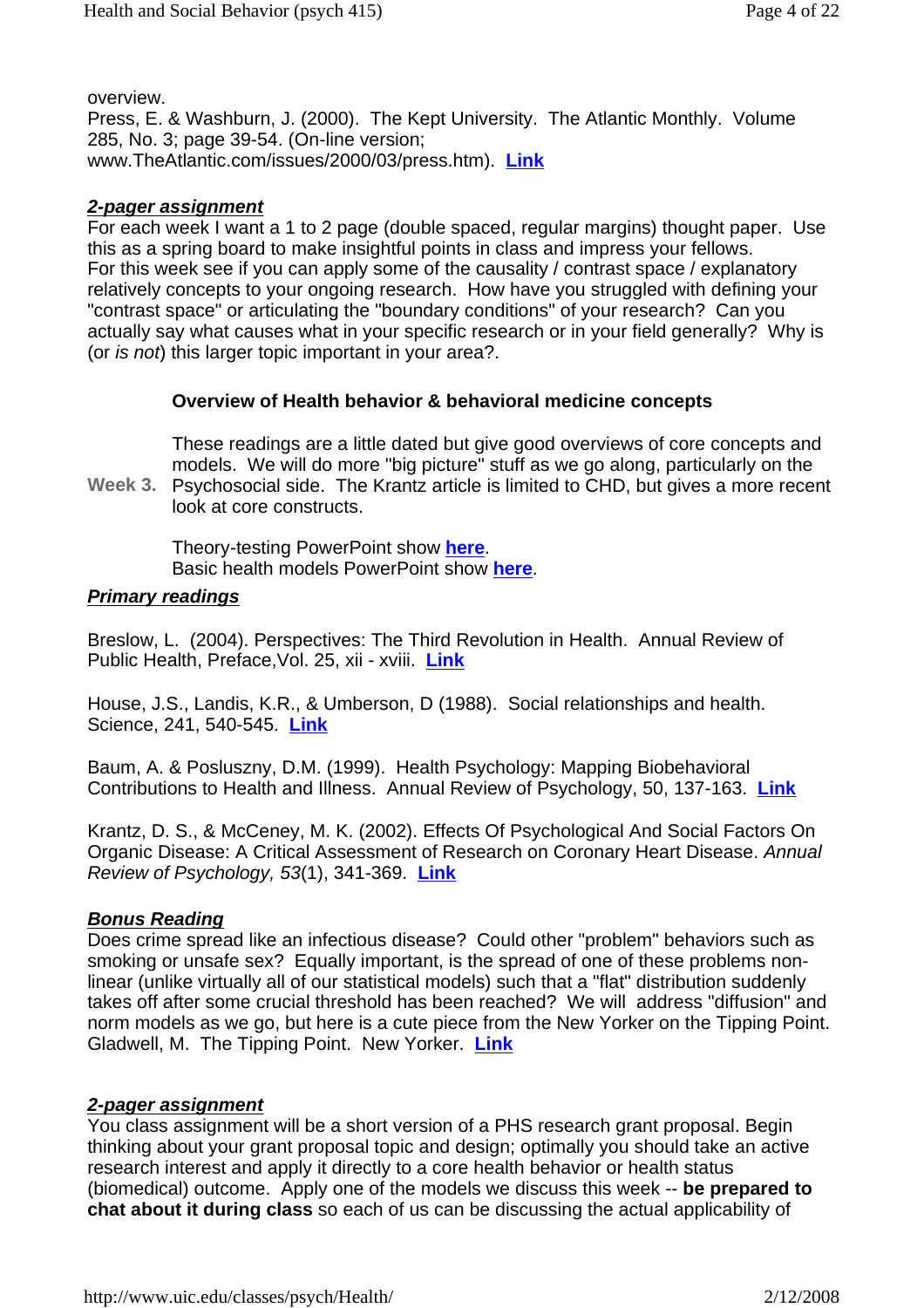overview.
Press, E. & Washburn, J. (2000). The Kept University. The Atlantic Monthly. Volume 285, No. 3; page 39-54. (On-line version; www.TheAtlantic.com/issues/2000/03/press.htm). **Link**

***2-pager assignment***
For each week I want a 1 to 2 page (double spaced, regular margins) thought paper. Use this as a spring board to make insightful points in class and impress your fellows.
For this week see if you can apply some of the causality / contrast space / explanatory relatively concepts to your ongoing research. How have you struggled with defining your "contrast space" or articulating the "boundary conditions" of your research? Can you actually say what causes what in your specific research or in your field generally? Why is (or *is not*) this larger topic important in your area?.

**Week 3.**

**Overview of Health behavior & behavioral medicine concepts**

These readings are a little dated but give good overviews of core concepts and models. We will do more "big picture" stuff as we go along, particularly on the Psychosocial side. The Krantz article is limited to CHD, but gives a more recent look at core constructs.

Theory-testing PowerPoint show **here**.
Basic health models PowerPoint show **here**.

***Primary readings***

Breslow, L. (2004). Perspectives: The Third Revolution in Health. Annual Review of Public Health, Preface,Vol. 25, xii - xviii. **Link**

House, J.S., Landis, K.R., & Umberson, D (1988). Social relationships and health. Science, 241, 540-545. **Link**

Baum, A. & Posluszny, D.M. (1999). Health Psychology: Mapping Biobehavioral Contributions to Health and Illness. Annual Review of Psychology, 50, 137-163. **Link**

Krantz, D. S., & McCeney, M. K. (2002). Effects Of Psychological And Social Factors On Organic Disease: A Critical Assessment of Research on Coronary Heart Disease. *Annual Review of Psychology, 53*(1), 341-369. **Link**

***Bonus Reading***
Does crime spread like an infectious disease? Could other "problem" behaviors such as smoking or unsafe sex? Equally important, is the spread of one of these problems non-linear (unlike virtually all of our statistical models) such that a "flat" distribution suddenly takes off after some crucial threshold has been reached? We will address "diffusion" and norm models as we go, but here is a cute piece from the New Yorker on the Tipping Point. Gladwell, M. The Tipping Point. New Yorker. **Link**

***2-pager assignment***
You class assignment will be a short version of a PHS research grant proposal. Begin thinking about your grant proposal topic and design; optimally you should take an active research interest and apply it directly to a core health behavior or health status (biomedical) outcome. Apply one of the models we discuss this week -- **be prepared to chat about it during class** so each of us can be discussing the actual applicability of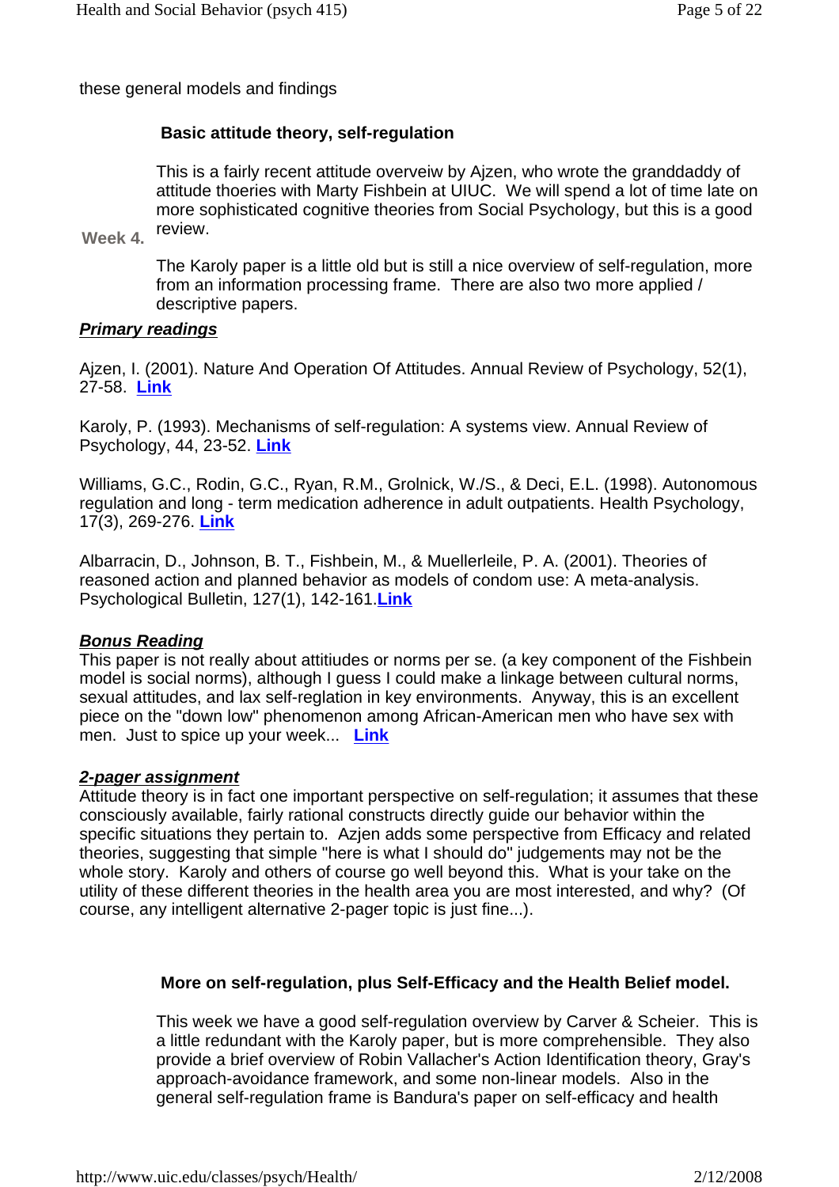these general models and findings

**Week 4.**

**Basic attitude theory, self-regulation**

This is a fairly recent attitude overveiw by Ajzen, who wrote the granddaddy of attitude thoeries with Marty Fishbein at UIUC. We will spend a lot of time late on more sophisticated cognitive theories from Social Psychology, but this is a good review.

The Karoly paper is a little old but is still a nice overview of self-regulation, more from an information processing frame. There are also two more applied / descriptive papers.

***Primary readings***

Ajzen, I. (2001). Nature And Operation Of Attitudes. Annual Review of Psychology, 52(1), 27-58. **Link**

Karoly, P. (1993). Mechanisms of self-regulation: A systems view. Annual Review of Psychology, 44, 23-52. **Link**

Williams, G.C., Rodin, G.C., Ryan, R.M., Grolnick, W./S., & Deci, E.L. (1998). Autonomous regulation and long - term medication adherence in adult outpatients. Health Psychology, 17(3), 269-276. **Link**

Albarracin, D., Johnson, B. T., Fishbein, M., & Muellerleile, P. A. (2001). Theories of reasoned action and planned behavior as models of condom use: A meta-analysis. Psychological Bulletin, 127(1), 142-161.**Link**

***Bonus Reading***

This paper is not really about attitiudes or norms per se. (a key component of the Fishbein model is social norms), although I guess I could make a linkage between cultural norms, sexual attitudes, and lax self-reglation in key environments. Anyway, this is an excellent piece on the "down low" phenomenon among African-American men who have sex with men. Just to spice up your week... **Link**

***2-pager assignment***

Attitude theory is in fact one important perspective on self-regulation; it assumes that these consciously available, fairly rational constructs directly guide our behavior within the specific situations they pertain to. Azjen adds some perspective from Efficacy and related theories, suggesting that simple "here is what I should do" judgements may not be the whole story. Karoly and others of course go well beyond this. What is your take on the utility of these different theories in the health area you are most interested, and why? (Of course, any intelligent alternative 2-pager topic is just fine...).

**More on self-regulation, plus Self-Efficacy and the Health Belief model.**

This week we have a good self-regulation overview by Carver & Scheier. This is a little redundant with the Karoly paper, but is more comprehensible. They also provide a brief overview of Robin Vallacher's Action Identification theory, Gray's approach-avoidance framework, and some non-linear models. Also in the general self-regulation frame is Bandura's paper on self-efficacy and health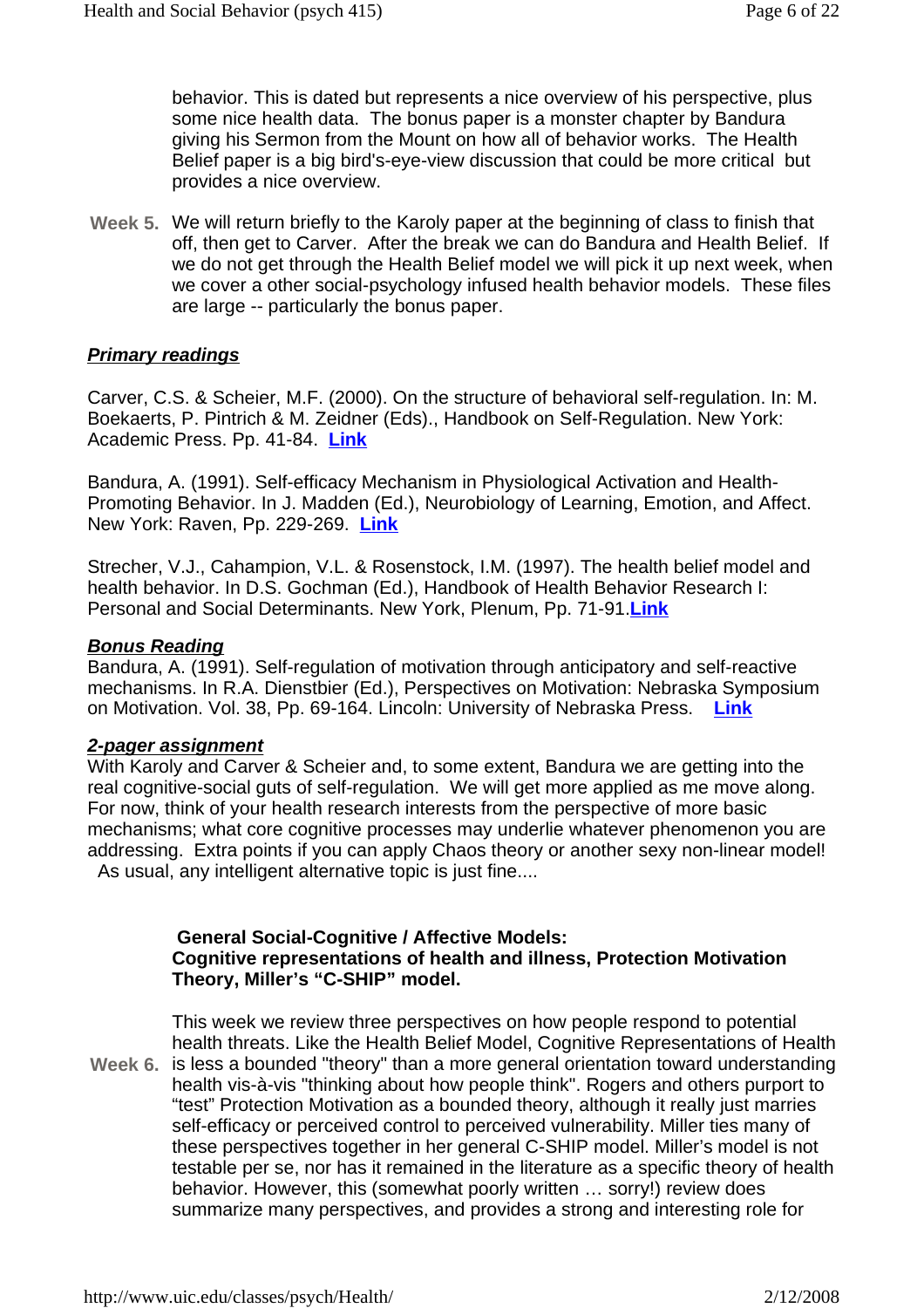behavior. This is dated but represents a nice overview of his perspective, plus some nice health data. The bonus paper is a monster chapter by Bandura giving his Sermon from the Mount on how all of behavior works. The Health Belief paper is a big bird's-eye-view discussion that could be more critical but provides a nice overview.

**Week 5.** We will return briefly to the Karoly paper at the beginning of class to finish that off, then get to Carver. After the break we can do Bandura and Health Belief. If we do not get through the Health Belief model we will pick it up next week, when we cover a other social-psychology infused health behavior models. These files are large -- particularly the bonus paper.

***Primary readings***

Carver, C.S. & Scheier, M.F. (2000). On the structure of behavioral self-regulation. In: M. Boekaerts, P. Pintrich & M. Zeidner (Eds)., Handbook on Self-Regulation. New York: Academic Press. Pp. 41-84. **Link**

Bandura, A. (1991). Self-efficacy Mechanism in Physiological Activation and Health-Promoting Behavior. In J. Madden (Ed.), Neurobiology of Learning, Emotion, and Affect. New York: Raven, Pp. 229-269. **Link**

Strecher, V.J., Cahampion, V.L. & Rosenstock, I.M. (1997). The health belief model and health behavior. In D.S. Gochman (Ed.), Handbook of Health Behavior Research I: Personal and Social Determinants. New York, Plenum, Pp. 71-91.**Link**

***Bonus Reading***

Bandura, A. (1991). Self-regulation of motivation through anticipatory and self-reactive mechanisms. In R.A. Dienstbier (Ed.), Perspectives on Motivation: Nebraska Symposium on Motivation. Vol. 38, Pp. 69-164. Lincoln: University of Nebraska Press. **Link**

***2-pager assignment***

With Karoly and Carver & Scheier and, to some extent, Bandura we are getting into the real cognitive-social guts of self-regulation. We will get more applied as me move along. For now, think of your health research interests from the perspective of more basic mechanisms; what core cognitive processes may underlie whatever phenomenon you are addressing. Extra points if you can apply Chaos theory or another sexy non-linear model! As usual, any intelligent alternative topic is just fine....

**General Social-Cognitive / Affective Models:**
**Cognitive representations of health and illness, Protection Motivation Theory, Miller's "C-SHIP" model.**

**Week 6.** This week we review three perspectives on how people respond to potential health threats. Like the Health Belief Model, Cognitive Representations of Health is less a bounded "theory" than a more general orientation toward understanding health vis-à-vis "thinking about how people think". Rogers and others purport to "test" Protection Motivation as a bounded theory, although it really just marries self-efficacy or perceived control to perceived vulnerability. Miller ties many of these perspectives together in her general C-SHIP model. Miller's model is not testable per se, nor has it remained in the literature as a specific theory of health behavior. However, this (somewhat poorly written … sorry!) review does summarize many perspectives, and provides a strong and interesting role for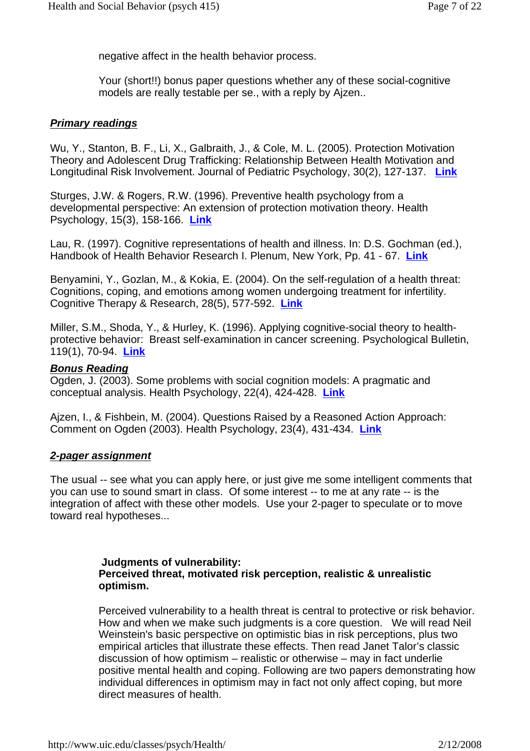negative affect in the health behavior process.

Your (short!!) bonus paper questions whether any of these social-cognitive models are really testable per se., with a reply by Ajzen..

***Primary readings***

Wu, Y., Stanton, B. F., Li, X., Galbraith, J., & Cole, M. L. (2005). Protection Motivation Theory and Adolescent Drug Trafficking: Relationship Between Health Motivation and Longitudinal Risk Involvement. Journal of Pediatric Psychology, 30(2), 127-137. **Link**

Sturges, J.W. & Rogers, R.W. (1996). Preventive health psychology from a developmental perspective: An extension of protection motivation theory. Health Psychology, 15(3), 158-166. **Link**

Lau, R. (1997). Cognitive representations of health and illness. In: D.S. Gochman (ed.), Handbook of Health Behavior Research I. Plenum, New York, Pp. 41 - 67. **Link**

Benyamini, Y., Gozlan, M., & Kokia, E. (2004). On the self-regulation of a health threat: Cognitions, coping, and emotions among women undergoing treatment for infertility. Cognitive Therapy & Research, 28(5), 577-592. **Link**

Miller, S.M., Shoda, Y., & Hurley, K. (1996). Applying cognitive-social theory to health-protective behavior: Breast self-examination in cancer screening. Psychological Bulletin, 119(1), 70-94. **Link**

***Bonus Reading***

Ogden, J. (2003). Some problems with social cognition models: A pragmatic and conceptual analysis. Health Psychology, 22(4), 424-428. **Link**

Ajzen, I., & Fishbein, M. (2004). Questions Raised by a Reasoned Action Approach: Comment on Ogden (2003). Health Psychology, 23(4), 431-434. **Link**

***2-pager assignment***

The usual -- see what you can apply here, or just give me some intelligent comments that you can use to sound smart in class. Of some interest -- to me at any rate -- is the integration of affect with these other models. Use your 2-pager to speculate or to move toward real hypotheses...

**Judgments of vulnerability:**
**Perceived threat, motivated risk perception, realistic & unrealistic optimism.**

Perceived vulnerability to a health threat is central to protective or risk behavior. How and when we make such judgments is a core question. We will read Neil Weinstein's basic perspective on optimistic bias in risk perceptions, plus two empirical articles that illustrate these effects. Then read Janet Talor's classic discussion of how optimism – realistic or otherwise – may in fact underlie positive mental health and coping. Following are two papers demonstrating how individual differences in optimism may in fact not only affect coping, but more direct measures of health.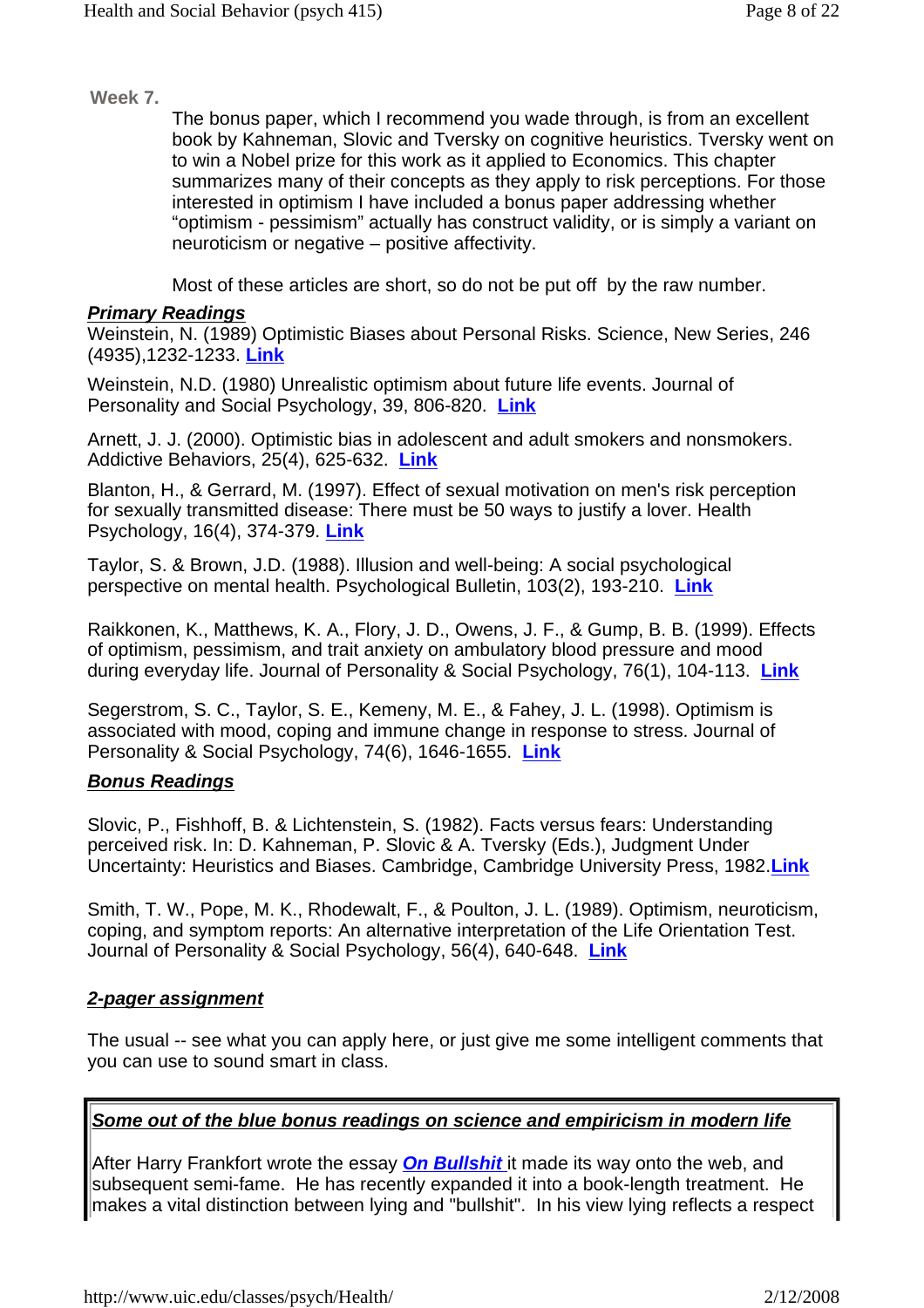**Week 7.**

The bonus paper, which I recommend you wade through, is from an excellent book by Kahneman, Slovic and Tversky on cognitive heuristics. Tversky went on to win a Nobel prize for this work as it applied to Economics. This chapter summarizes many of their concepts as they apply to risk perceptions. For those interested in optimism I have included a bonus paper addressing whether "optimism - pessimism" actually has construct validity, or is simply a variant on neuroticism or negative – positive affectivity.

Most of these articles are short, so do not be put off by the raw number.

***Primary Readings***

Weinstein, N. (1989) Optimistic Biases about Personal Risks. Science, New Series, 246 (4935),1232-1233. **Link**

Weinstein, N.D. (1980) Unrealistic optimism about future life events. Journal of Personality and Social Psychology, 39, 806-820. **Link**

Arnett, J. J. (2000). Optimistic bias in adolescent and adult smokers and nonsmokers. Addictive Behaviors, 25(4), 625-632. **Link**

Blanton, H., & Gerrard, M. (1997). Effect of sexual motivation on men's risk perception for sexually transmitted disease: There must be 50 ways to justify a lover. Health Psychology, 16(4), 374-379. **Link**

Taylor, S. & Brown, J.D. (1988). Illusion and well-being: A social psychological perspective on mental health. Psychological Bulletin, 103(2), 193-210. **Link**

Raikkonen, K., Matthews, K. A., Flory, J. D., Owens, J. F., & Gump, B. B. (1999). Effects of optimism, pessimism, and trait anxiety on ambulatory blood pressure and mood during everyday life. Journal of Personality & Social Psychology, 76(1), 104-113. **Link**

Segerstrom, S. C., Taylor, S. E., Kemeny, M. E., & Fahey, J. L. (1998). Optimism is associated with mood, coping and immune change in response to stress. Journal of Personality & Social Psychology, 74(6), 1646-1655. **Link**

***Bonus Readings***

Slovic, P., Fishhoff, B. & Lichtenstein, S. (1982). Facts versus fears: Understanding perceived risk. In: D. Kahneman, P. Slovic & A. Tversky (Eds.), Judgment Under Uncertainty: Heuristics and Biases. Cambridge, Cambridge University Press, 1982.**Link**

Smith, T. W., Pope, M. K., Rhodewalt, F., & Poulton, J. L. (1989). Optimism, neuroticism, coping, and symptom reports: An alternative interpretation of the Life Orientation Test. Journal of Personality & Social Psychology, 56(4), 640-648. **Link**

***2-pager assignment***

The usual -- see what you can apply here, or just give me some intelligent comments that you can use to sound smart in class.

***Some out of the blue bonus readings on science and empiricism in modern life***

After Harry Frankfort wrote the essay ***On Bullshit*** it made its way onto the web, and subsequent semi-fame. He has recently expanded it into a book-length treatment. He makes a vital distinction between lying and "bullshit". In his view lying reflects a respect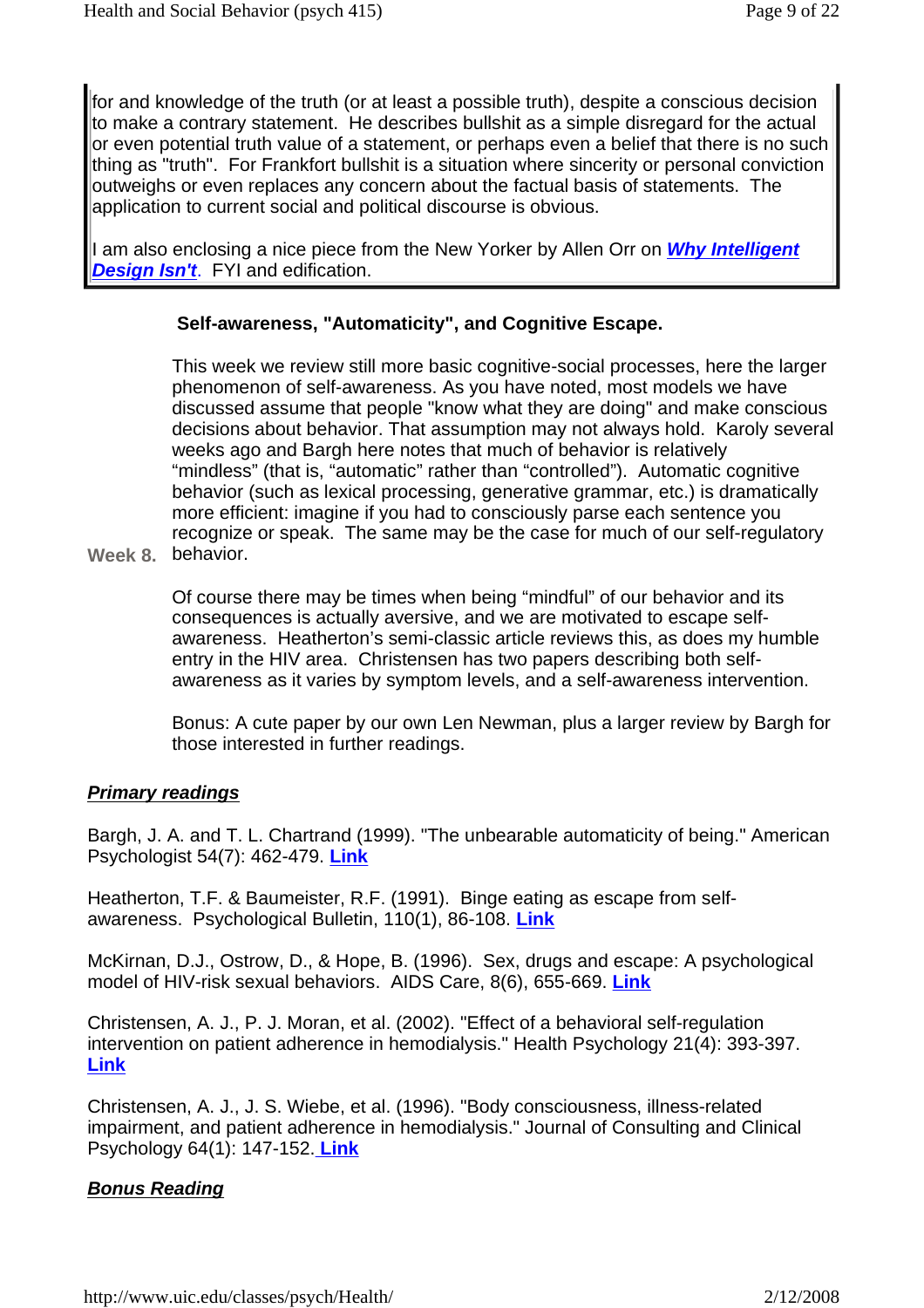for and knowledge of the truth (or at least a possible truth), despite a conscious decision to make a contrary statement. He describes bullshit as a simple disregard for the actual or even potential truth value of a statement, or perhaps even a belief that there is no such thing as "truth". For Frankfort bullshit is a situation where sincerity or personal conviction outweighs or even replaces any concern about the factual basis of statements. The application to current social and political discourse is obvious.

I am also enclosing a nice piece from the New Yorker by Allen Orr on ***Why Intelligent Design Isn't***. FYI and edification.

**Week 8.**

### Self-awareness, "Automaticity", and Cognitive Escape.

This week we review still more basic cognitive-social processes, here the larger phenomenon of self-awareness. As you have noted, most models we have discussed assume that people "know what they are doing" and make conscious decisions about behavior. That assumption may not always hold. Karoly several weeks ago and Bargh here notes that much of behavior is relatively "mindless" (that is, "automatic" rather than "controlled"). Automatic cognitive behavior (such as lexical processing, generative grammar, etc.) is dramatically more efficient: imagine if you had to consciously parse each sentence you recognize or speak. The same may be the case for much of our self-regulatory behavior.

Of course there may be times when being "mindful" of our behavior and its consequences is actually aversive, and we are motivated to escape self-awareness. Heatherton's semi-classic article reviews this, as does my humble entry in the HIV area. Christensen has two papers describing both self-awareness as it varies by symptom levels, and a self-awareness intervention.

Bonus: A cute paper by our own Len Newman, plus a larger review by Bargh for those interested in further readings.

***Primary readings***

Bargh, J. A. and T. L. Chartrand (1999). "The unbearable automaticity of being." American Psychologist 54(7): 462-479. **Link**

Heatherton, T.F. & Baumeister, R.F. (1991). Binge eating as escape from self-awareness. Psychological Bulletin, 110(1), 86-108. **Link**

McKirnan, D.J., Ostrow, D., & Hope, B. (1996). Sex, drugs and escape: A psychological model of HIV-risk sexual behaviors. AIDS Care, 8(6), 655-669. **Link**

Christensen, A. J., P. J. Moran, et al. (2002). "Effect of a behavioral self-regulation intervention on patient adherence in hemodialysis." Health Psychology 21(4): 393-397. **Link**

Christensen, A. J., J. S. Wiebe, et al. (1996). "Body consciousness, illness-related impairment, and patient adherence in hemodialysis." Journal of Consulting and Clinical Psychology 64(1): 147-152. **Link**

***Bonus Reading***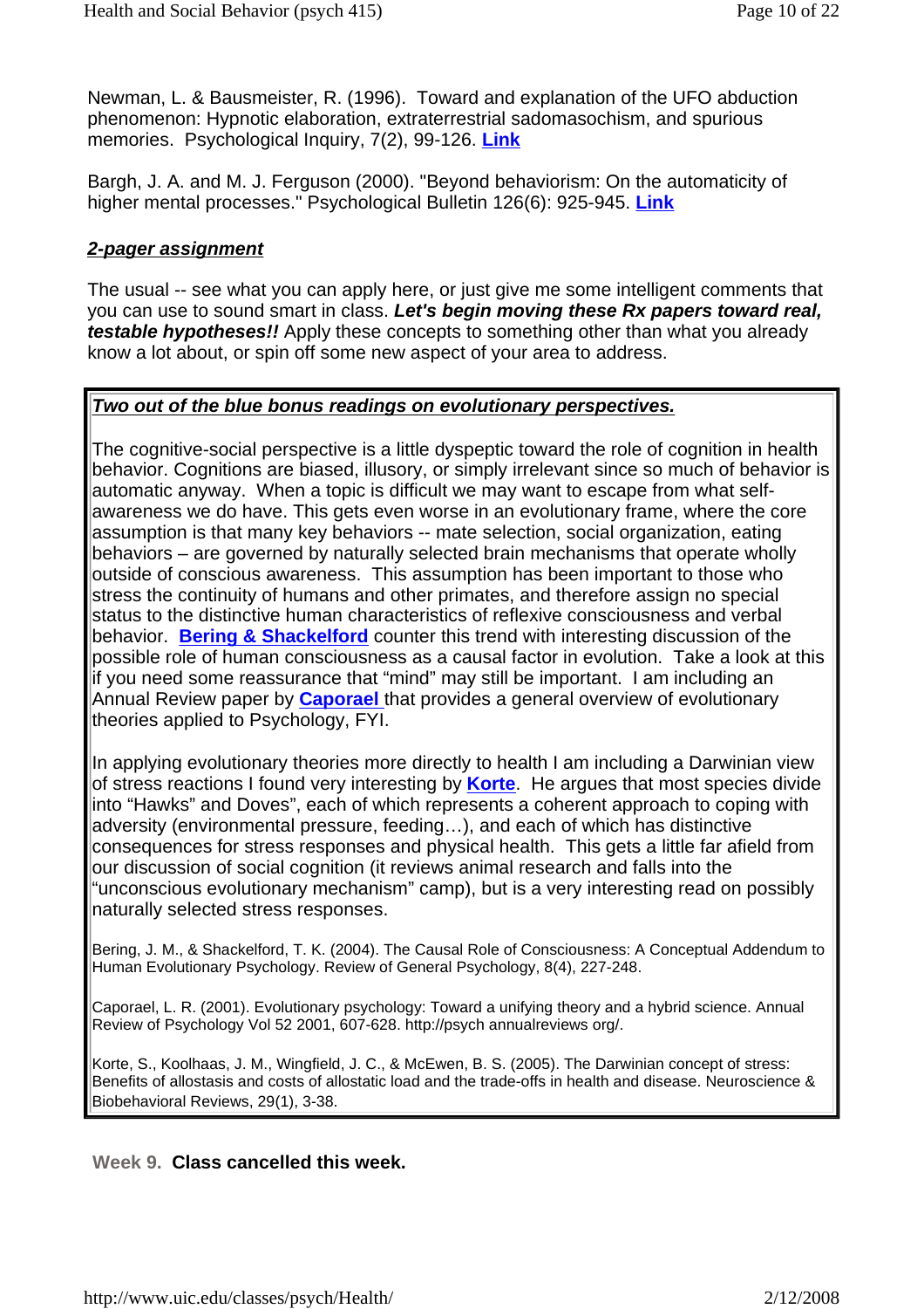Newman, L. & Bausmeister, R. (1996). Toward and explanation of the UFO abduction phenomenon: Hypnotic elaboration, extraterrestrial sadomasochism, and spurious memories. Psychological Inquiry, 7(2), 99-126. **Link**

Bargh, J. A. and M. J. Ferguson (2000). "Beyond behaviorism: On the automaticity of higher mental processes." Psychological Bulletin 126(6): 925-945. **Link**

***2-pager assignment***

The usual -- see what you can apply here, or just give me some intelligent comments that you can use to sound smart in class. ***Let's begin moving these Rx papers toward real, testable hypotheses!!*** Apply these concepts to something other than what you already know a lot about, or spin off some new aspect of your area to address.

***Two out of the blue bonus readings on evolutionary perspectives.***

The cognitive-social perspective is a little dyspeptic toward the role of cognition in health behavior. Cognitions are biased, illusory, or simply irrelevant since so much of behavior is automatic anyway. When a topic is difficult we may want to escape from what self-awareness we do have. This gets even worse in an evolutionary frame, where the core assumption is that many key behaviors -- mate selection, social organization, eating behaviors – are governed by naturally selected brain mechanisms that operate wholly outside of conscious awareness. This assumption has been important to those who stress the continuity of humans and other primates, and therefore assign no special status to the distinctive human characteristics of reflexive consciousness and verbal behavior. **Bering & Shackelford** counter this trend with interesting discussion of the possible role of human consciousness as a causal factor in evolution. Take a look at this if you need some reassurance that "mind" may still be important. I am including an Annual Review paper by **Caporael** that provides a general overview of evolutionary theories applied to Psychology, FYI.

In applying evolutionary theories more directly to health I am including a Darwinian view of stress reactions I found very interesting by **Korte**. He argues that most species divide into "Hawks" and Doves", each of which represents a coherent approach to coping with adversity (environmental pressure, feeding…), and each of which has distinctive consequences for stress responses and physical health. This gets a little far afield from our discussion of social cognition (it reviews animal research and falls into the "unconscious evolutionary mechanism" camp), but is a very interesting read on possibly naturally selected stress responses.

Bering, J. M., & Shackelford, T. K. (2004). The Causal Role of Consciousness: A Conceptual Addendum to Human Evolutionary Psychology. Review of General Psychology, 8(4), 227-248.

Caporael, L. R. (2001). Evolutionary psychology: Toward a unifying theory and a hybrid science. Annual Review of Psychology Vol 52 2001, 607-628. http://psych annualreviews org/.

Korte, S., Koolhaas, J. M., Wingfield, J. C., & McEwen, B. S. (2005). The Darwinian concept of stress: Benefits of allostasis and costs of allostatic load and the trade-offs in health and disease. Neuroscience & Biobehavioral Reviews, 29(1), 3-38.

**Week 9. Class cancelled this week.**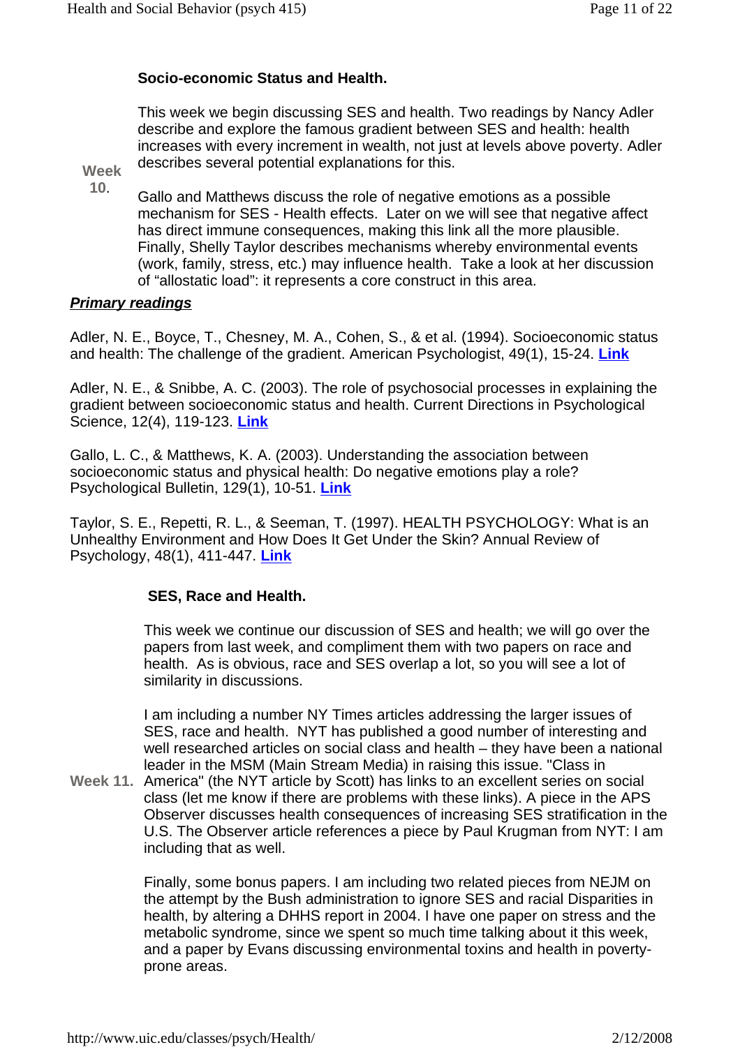**Week 10.**

### Socio-economic Status and Health.

This week we begin discussing SES and health. Two readings by Nancy Adler describe and explore the famous gradient between SES and health: health increases with every increment in wealth, not just at levels above poverty. Adler describes several potential explanations for this.

Gallo and Matthews discuss the role of negative emotions as a possible mechanism for SES - Health effects. Later on we will see that negative affect has direct immune consequences, making this link all the more plausible. Finally, Shelly Taylor describes mechanisms whereby environmental events (work, family, stress, etc.) may influence health. Take a look at her discussion of "allostatic load": it represents a core construct in this area.

***Primary readings***

Adler, N. E., Boyce, T., Chesney, M. A., Cohen, S., & et al. (1994). Socioeconomic status and health: The challenge of the gradient. American Psychologist, 49(1), 15-24. **Link**

Adler, N. E., & Snibbe, A. C. (2003). The role of psychosocial processes in explaining the gradient between socioeconomic status and health. Current Directions in Psychological Science, 12(4), 119-123. **Link**

Gallo, L. C., & Matthews, K. A. (2003). Understanding the association between socioeconomic status and physical health: Do negative emotions play a role? Psychological Bulletin, 129(1), 10-51. **Link**

Taylor, S. E., Repetti, R. L., & Seeman, T. (1997). HEALTH PSYCHOLOGY: What is an Unhealthy Environment and How Does It Get Under the Skin? Annual Review of Psychology, 48(1), 411-447. **Link**

**Week 11.**

### SES, Race and Health.

This week we continue our discussion of SES and health; we will go over the papers from last week, and compliment them with two papers on race and health. As is obvious, race and SES overlap a lot, so you will see a lot of similarity in discussions.

I am including a number NY Times articles addressing the larger issues of SES, race and health. NYT has published a good number of interesting and well researched articles on social class and health – they have been a national leader in the MSM (Main Stream Media) in raising this issue. "Class in America" (the NYT article by Scott) has links to an excellent series on social class (let me know if there are problems with these links). A piece in the APS Observer discusses health consequences of increasing SES stratification in the U.S. The Observer article references a piece by Paul Krugman from NYT: I am including that as well.

Finally, some bonus papers. I am including two related pieces from NEJM on the attempt by the Bush administration to ignore SES and racial Disparities in health, by altering a DHHS report in 2004. I have one paper on stress and the metabolic syndrome, since we spent so much time talking about it this week, and a paper by Evans discussing environmental toxins and health in poverty-prone areas.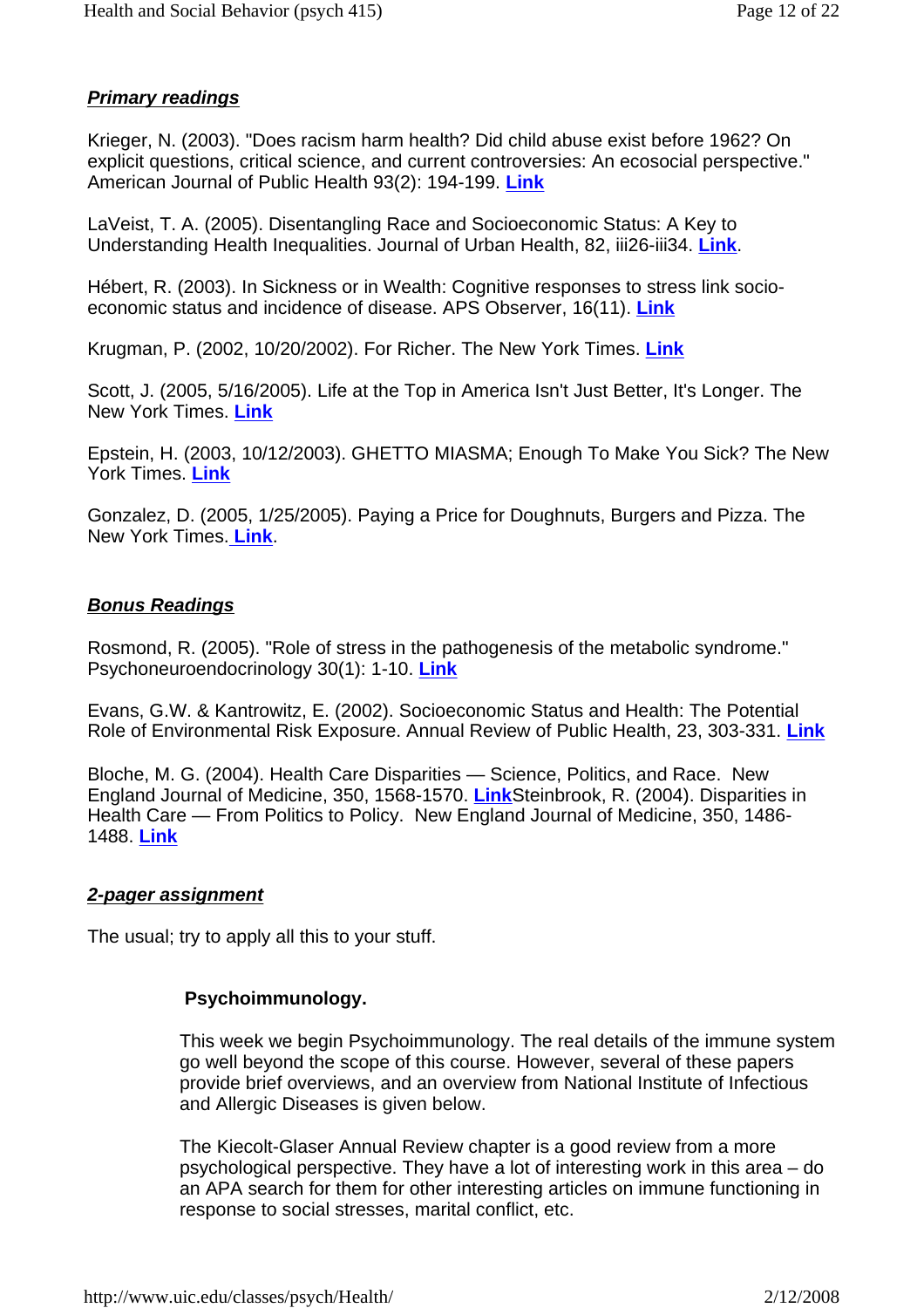***Primary readings***

Krieger, N. (2003). "Does racism harm health? Did child abuse exist before 1962? On explicit questions, critical science, and current controversies: An ecosocial perspective." American Journal of Public Health 93(2): 194-199. **Link**

LaVeist, T. A. (2005). Disentangling Race and Socioeconomic Status: A Key to Understanding Health Inequalities. Journal of Urban Health, 82, iii26-iii34. **Link**.

Hébert, R. (2003). In Sickness or in Wealth: Cognitive responses to stress link socio-economic status and incidence of disease. APS Observer, 16(11). **Link**

Krugman, P. (2002, 10/20/2002). For Richer. The New York Times. **Link**

Scott, J. (2005, 5/16/2005). Life at the Top in America Isn't Just Better, It's Longer. The New York Times. **Link**

Epstein, H. (2003, 10/12/2003). GHETTO MIASMA; Enough To Make You Sick? The New York Times. **Link**

Gonzalez, D. (2005, 1/25/2005). Paying a Price for Doughnuts, Burgers and Pizza. The New York Times. **Link**.

***Bonus Readings***

Rosmond, R. (2005). "Role of stress in the pathogenesis of the metabolic syndrome." Psychoneuroendocrinology 30(1): 1-10. **Link**

Evans, G.W. & Kantrowitz, E. (2002). Socioeconomic Status and Health: The Potential Role of Environmental Risk Exposure. Annual Review of Public Health, 23, 303-331. **Link**

Bloche, M. G. (2004). Health Care Disparities — Science, Politics, and Race. New England Journal of Medicine, 350, 1568-1570. **Link**Steinbrook, R. (2004). Disparities in Health Care — From Politics to Policy. New England Journal of Medicine, 350, 1486-1488. **Link**

***2-pager assignment***

The usual; try to apply all this to your stuff.

**Psychoimmunology.**

This week we begin Psychoimmunology. The real details of the immune system go well beyond the scope of this course. However, several of these papers provide brief overviews, and an overview from National Institute of Infectious and Allergic Diseases is given below.

The Kiecolt-Glaser Annual Review chapter is a good review from a more psychological perspective. They have a lot of interesting work in this area – do an APA search for them for other interesting articles on immune functioning in response to social stresses, marital conflict, etc.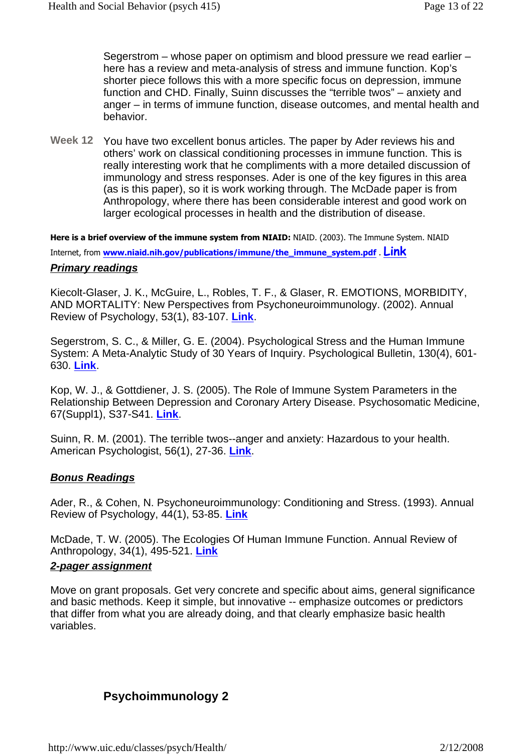Segerstrom – whose paper on optimism and blood pressure we read earlier – here has a review and meta-analysis of stress and immune function. Kop's shorter piece follows this with a more specific focus on depression, immune function and CHD. Finally, Suinn discusses the "terrible twos" – anxiety and anger – in terms of immune function, disease outcomes, and mental health and behavior.

**Week 12** You have two excellent bonus articles. The paper by Ader reviews his and others' work on classical conditioning processes in immune function. This is really interesting work that he compliments with a more detailed discussion of immunology and stress responses. Ader is one of the key figures in this area (as is this paper), so it is work working through. The McDade paper is from Anthropology, where there has been considerable interest and good work on larger ecological processes in health and the distribution of disease.

**Here is a brief overview of the immune system from NIAID:** NIAID. (2003). The Immune System. NIAID Internet, from **www.niaid.nih.gov/publications/immune/the_immune_system.pdf** . **Link**

***Primary readings***

Kiecolt-Glaser, J. K., McGuire, L., Robles, T. F., & Glaser, R. EMOTIONS, MORBIDITY, AND MORTALITY: New Perspectives from Psychoneuroimmunology. (2002). Annual Review of Psychology, 53(1), 83-107. **Link**.

Segerstrom, S. C., & Miller, G. E. (2004). Psychological Stress and the Human Immune System: A Meta-Analytic Study of 30 Years of Inquiry. Psychological Bulletin, 130(4), 601-630. **Link**.

Kop, W. J., & Gottdiener, J. S. (2005). The Role of Immune System Parameters in the Relationship Between Depression and Coronary Artery Disease. Psychosomatic Medicine, 67(Suppl1), S37-S41. **Link**.

Suinn, R. M. (2001). The terrible twos--anger and anxiety: Hazardous to your health. American Psychologist, 56(1), 27-36. **Link**.

***Bonus Readings***

Ader, R., & Cohen, N. Psychoneuroimmunology: Conditioning and Stress. (1993). Annual Review of Psychology, 44(1), 53-85. **Link**

McDade, T. W. (2005). The Ecologies Of Human Immune Function. Annual Review of Anthropology, 34(1), 495-521. **Link**

***2-pager assignment***

Move on grant proposals. Get very concrete and specific about aims, general significance and basic methods. Keep it simple, but innovative -- emphasize outcomes or predictors that differ from what you are already doing, and that clearly emphasize basic health variables.

## Psychoimmunology 2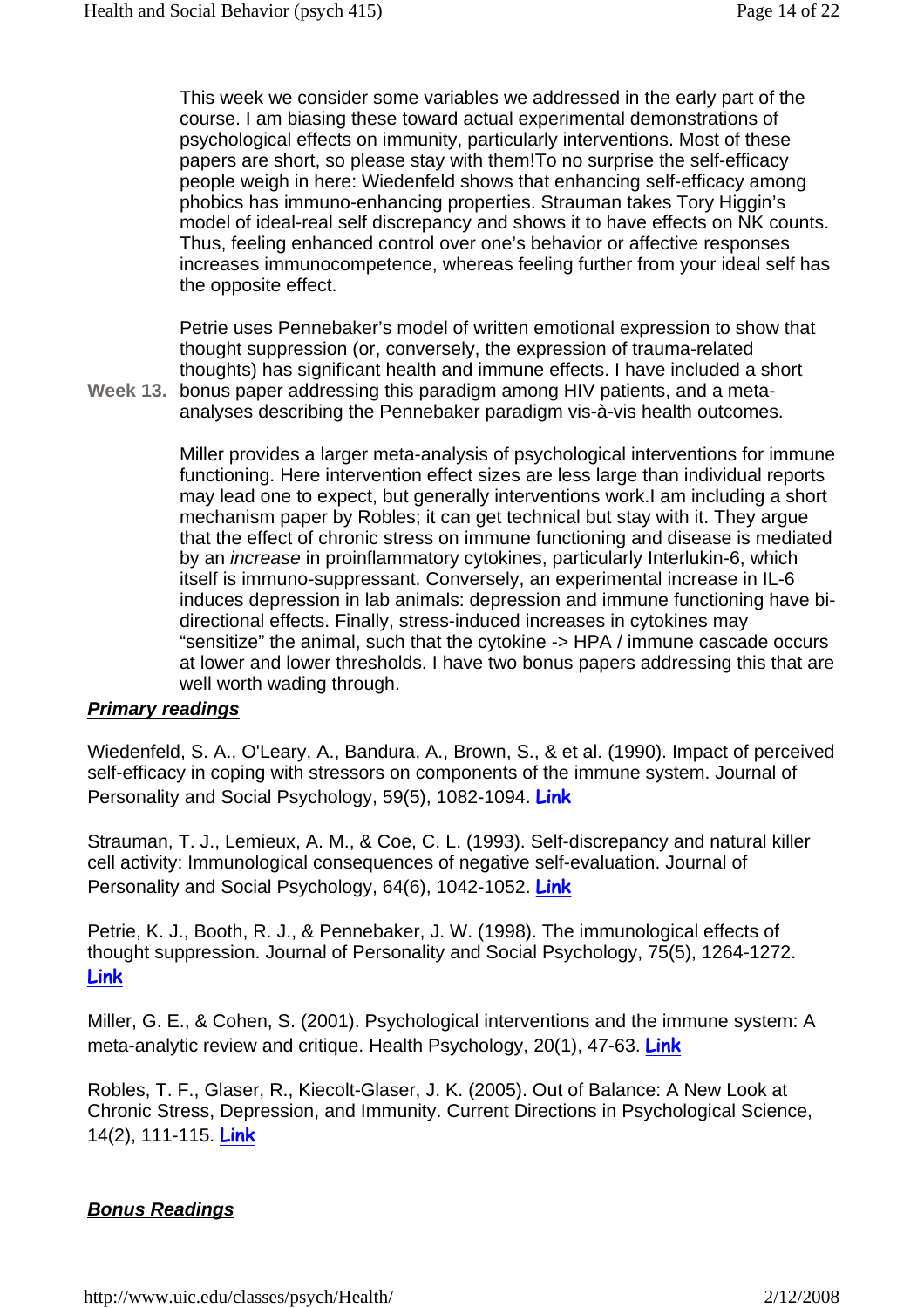**Week 13.**

This week we consider some variables we addressed in the early part of the course. I am biasing these toward actual experimental demonstrations of psychological effects on immunity, particularly interventions. Most of these papers are short, so please stay with them!To no surprise the self-efficacy people weigh in here: Wiedenfeld shows that enhancing self-efficacy among phobics has immuno-enhancing properties. Strauman takes Tory Higgin's model of ideal-real self discrepancy and shows it to have effects on NK counts. Thus, feeling enhanced control over one's behavior or affective responses increases immunocompetence, whereas feeling further from your ideal self has the opposite effect.

Petrie uses Pennebaker's model of written emotional expression to show that thought suppression (or, conversely, the expression of trauma-related thoughts) has significant health and immune effects. I have included a short bonus paper addressing this paradigm among HIV patients, and a meta-analyses describing the Pennebaker paradigm vis-à-vis health outcomes.

Miller provides a larger meta-analysis of psychological interventions for immune functioning. Here intervention effect sizes are less large than individual reports may lead one to expect, but generally interventions work.I am including a short mechanism paper by Robles; it can get technical but stay with it. They argue that the effect of chronic stress on immune functioning and disease is mediated by an *increase* in proinflammatory cytokines, particularly Interlukin-6, which itself is immuno-suppressant. Conversely, an experimental increase in IL-6 induces depression in lab animals: depression and immune functioning have bi-directional effects. Finally, stress-induced increases in cytokines may "sensitize" the animal, such that the cytokine -> HPA / immune cascade occurs at lower and lower thresholds. I have two bonus papers addressing this that are well worth wading through.

***Primary readings***

Wiedenfeld, S. A., O'Leary, A., Bandura, A., Brown, S., & et al. (1990). Impact of perceived self-efficacy in coping with stressors on components of the immune system. Journal of Personality and Social Psychology, 59(5), 1082-1094. **Link**

Strauman, T. J., Lemieux, A. M., & Coe, C. L. (1993). Self-discrepancy and natural killer cell activity: Immunological consequences of negative self-evaluation. Journal of Personality and Social Psychology, 64(6), 1042-1052. **Link**

Petrie, K. J., Booth, R. J., & Pennebaker, J. W. (1998). The immunological effects of thought suppression. Journal of Personality and Social Psychology, 75(5), 1264-1272. **Link**

Miller, G. E., & Cohen, S. (2001). Psychological interventions and the immune system: A meta-analytic review and critique. Health Psychology, 20(1), 47-63. **Link**

Robles, T. F., Glaser, R., Kiecolt-Glaser, J. K. (2005). Out of Balance: A New Look at Chronic Stress, Depression, and Immunity. Current Directions in Psychological Science, 14(2), 111-115. **Link**

***Bonus Readings***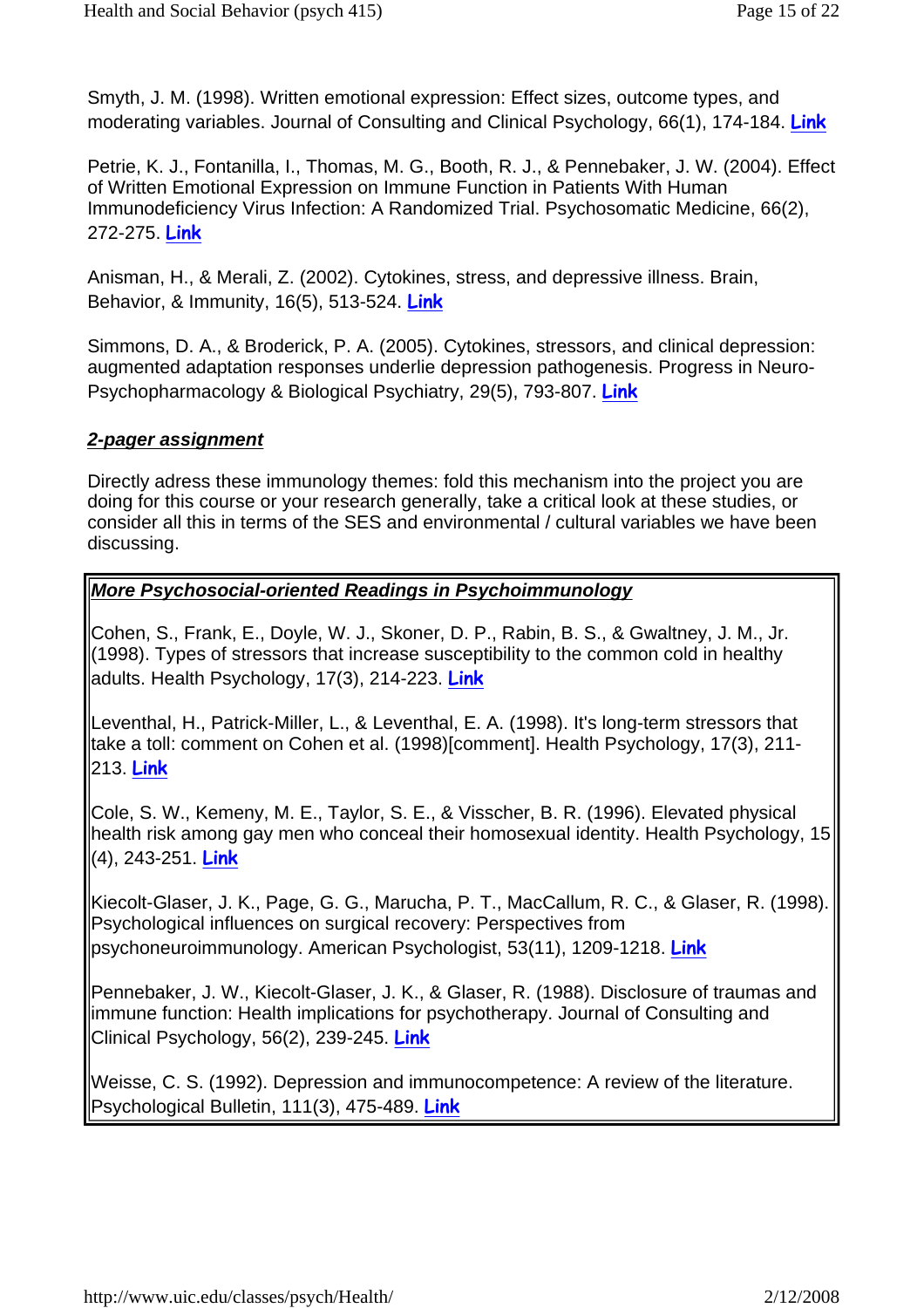Smyth, J. M. (1998). Written emotional expression: Effect sizes, outcome types, and moderating variables. Journal of Consulting and Clinical Psychology, 66(1), 174-184. **Link**

Petrie, K. J., Fontanilla, I., Thomas, M. G., Booth, R. J., & Pennebaker, J. W. (2004). Effect of Written Emotional Expression on Immune Function in Patients With Human Immunodeficiency Virus Infection: A Randomized Trial. Psychosomatic Medicine, 66(2), 272-275. **Link**

Anisman, H., & Merali, Z. (2002). Cytokines, stress, and depressive illness. Brain, Behavior, & Immunity, 16(5), 513-524. **Link**

Simmons, D. A., & Broderick, P. A. (2005). Cytokines, stressors, and clinical depression: augmented adaptation responses underlie depression pathogenesis. Progress in Neuro-Psychopharmacology & Biological Psychiatry, 29(5), 793-807. **Link**

***2-pager assignment***

Directly adress these immunology themes: fold this mechanism into the project you are doing for this course or your research generally, take a critical look at these studies, or consider all this in terms of the SES and environmental / cultural variables we have been discussing.

***More Psychosocial-oriented Readings in Psychoimmunology***

Cohen, S., Frank, E., Doyle, W. J., Skoner, D. P., Rabin, B. S., & Gwaltney, J. M., Jr. (1998). Types of stressors that increase susceptibility to the common cold in healthy adults. Health Psychology, 17(3), 214-223. **Link**

Leventhal, H., Patrick-Miller, L., & Leventhal, E. A. (1998). It's long-term stressors that take a toll: comment on Cohen et al. (1998)[comment]. Health Psychology, 17(3), 211-213. **Link**

Cole, S. W., Kemeny, M. E., Taylor, S. E., & Visscher, B. R. (1996). Elevated physical health risk among gay men who conceal their homosexual identity. Health Psychology, 15 (4), 243-251. **Link**

Kiecolt-Glaser, J. K., Page, G. G., Marucha, P. T., MacCallum, R. C., & Glaser, R. (1998). Psychological influences on surgical recovery: Perspectives from psychoneuroimmunology. American Psychologist, 53(11), 1209-1218. **Link**

Pennebaker, J. W., Kiecolt-Glaser, J. K., & Glaser, R. (1988). Disclosure of traumas and immune function: Health implications for psychotherapy. Journal of Consulting and Clinical Psychology, 56(2), 239-245. **Link**

Weisse, C. S. (1992). Depression and immunocompetence: A review of the literature. Psychological Bulletin, 111(3), 475-489. **Link**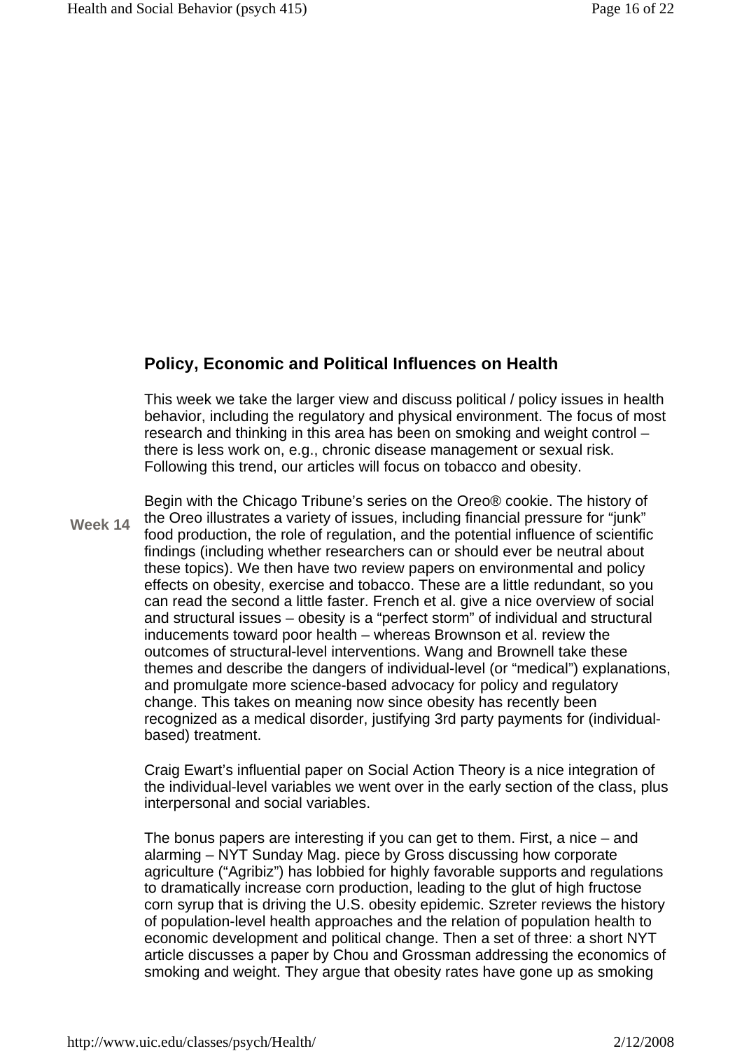## Policy, Economic and Political Influences on Health

**Week 14**

This week we take the larger view and discuss political / policy issues in health behavior, including the regulatory and physical environment. The focus of most research and thinking in this area has been on smoking and weight control – there is less work on, e.g., chronic disease management or sexual risk. Following this trend, our articles will focus on tobacco and obesity.

Begin with the Chicago Tribune's series on the Oreo® cookie. The history of the Oreo illustrates a variety of issues, including financial pressure for "junk" food production, the role of regulation, and the potential influence of scientific findings (including whether researchers can or should ever be neutral about these topics). We then have two review papers on environmental and policy effects on obesity, exercise and tobacco. These are a little redundant, so you can read the second a little faster. French et al. give a nice overview of social and structural issues – obesity is a "perfect storm" of individual and structural inducements toward poor health – whereas Brownson et al. review the outcomes of structural-level interventions. Wang and Brownell take these themes and describe the dangers of individual-level (or "medical") explanations, and promulgate more science-based advocacy for policy and regulatory change. This takes on meaning now since obesity has recently been recognized as a medical disorder, justifying 3rd party payments for (individual-based) treatment.

Craig Ewart's influential paper on Social Action Theory is a nice integration of the individual-level variables we went over in the early section of the class, plus interpersonal and social variables.

The bonus papers are interesting if you can get to them. First, a nice – and alarming – NYT Sunday Mag. piece by Gross discussing how corporate agriculture ("Agribiz") has lobbied for highly favorable supports and regulations to dramatically increase corn production, leading to the glut of high fructose corn syrup that is driving the U.S. obesity epidemic. Szreter reviews the history of population-level health approaches and the relation of population health to economic development and political change. Then a set of three: a short NYT article discusses a paper by Chou and Grossman addressing the economics of smoking and weight. They argue that obesity rates have gone up as smoking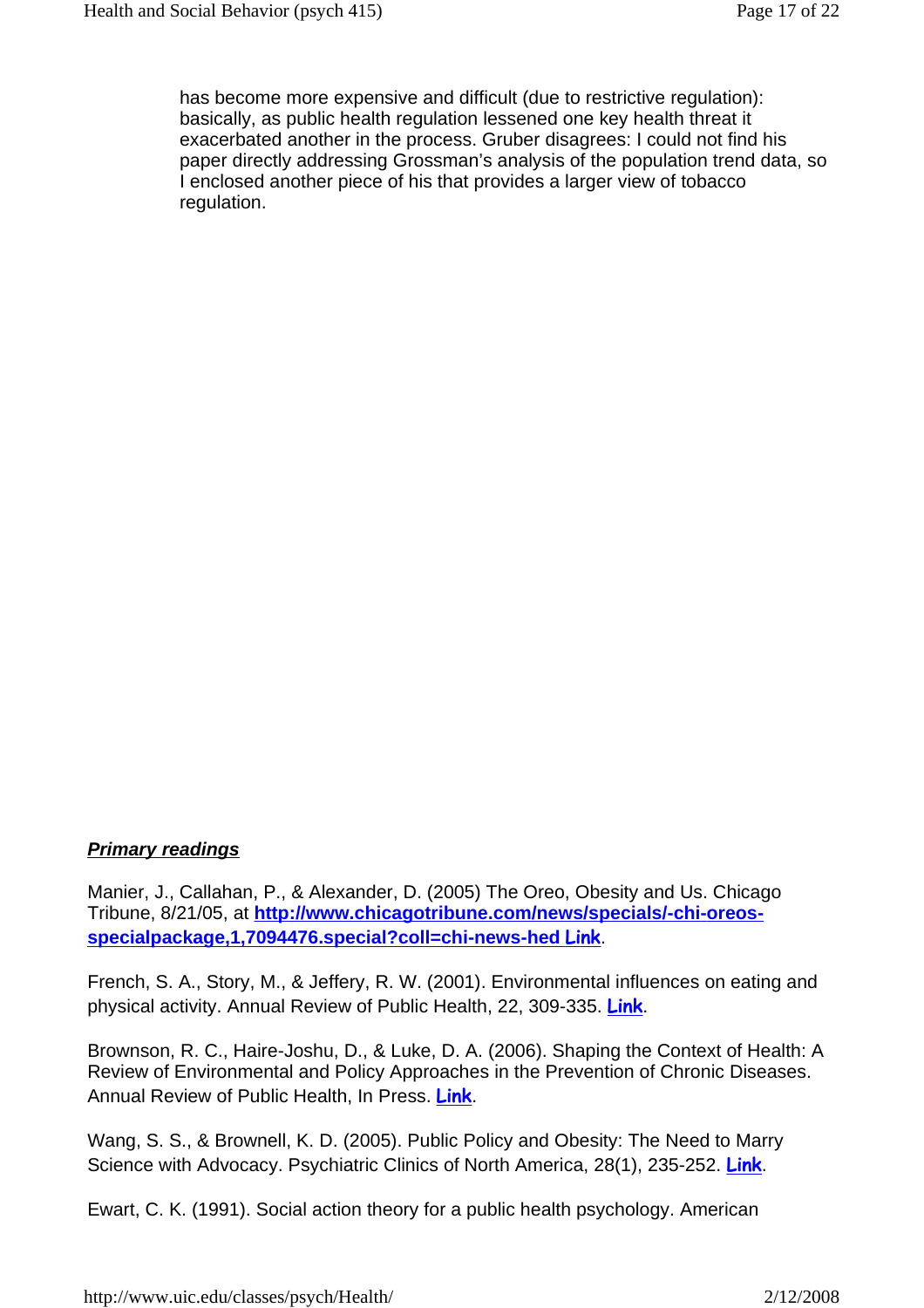has become more expensive and difficult (due to restrictive regulation): basically, as public health regulation lessened one key health threat it exacerbated another in the process. Gruber disagrees: I could not find his paper directly addressing Grossman's analysis of the population trend data, so I enclosed another piece of his that provides a larger view of tobacco regulation.

***<u>Primary readings</u>***

Manier, J., Callahan, P., & Alexander, D. (2005) The Oreo, Obesity and Us. Chicago Tribune, 8/21/05, at **http://www.chicagotribune.com/news/specials/-chi-oreos-specialpackage,1,7094476.special?coll=chi-news-hed Link**.

French, S. A., Story, M., & Jeffery, R. W. (2001). Environmental influences on eating and physical activity. Annual Review of Public Health, 22, 309-335. **Link**.

Brownson, R. C., Haire-Joshu, D., & Luke, D. A. (2006). Shaping the Context of Health: A Review of Environmental and Policy Approaches in the Prevention of Chronic Diseases. Annual Review of Public Health, In Press. **Link**.

Wang, S. S., & Brownell, K. D. (2005). Public Policy and Obesity: The Need to Marry Science with Advocacy. Psychiatric Clinics of North America, 28(1), 235-252. **Link**.

Ewart, C. K. (1991). Social action theory for a public health psychology. American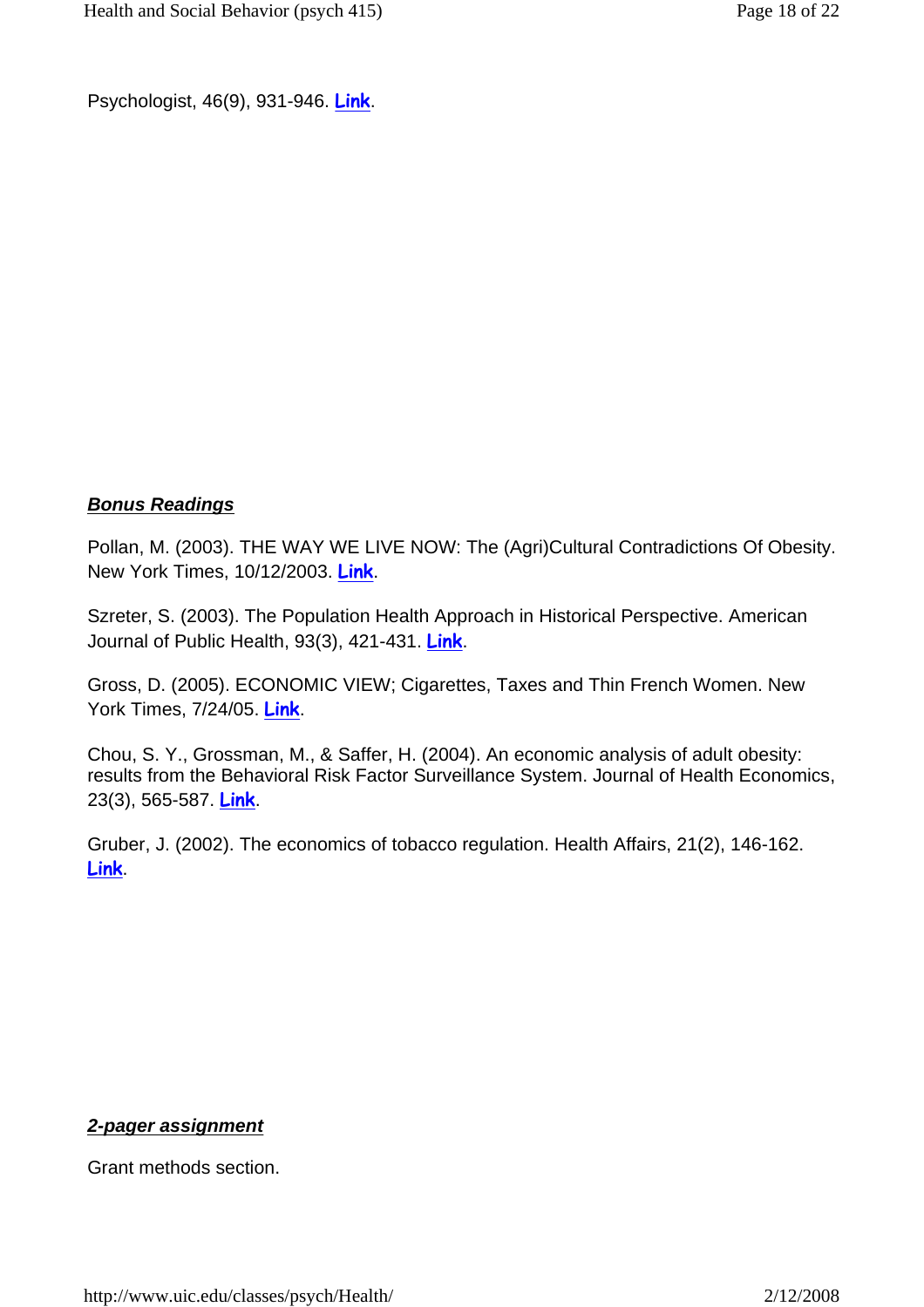Psychologist, 46(9), 931-946. Link.

***Bonus Readings***

Pollan, M. (2003). THE WAY WE LIVE NOW: The (Agri)Cultural Contradictions Of Obesity. New York Times, 10/12/2003. Link.

Szreter, S. (2003). The Population Health Approach in Historical Perspective. American Journal of Public Health, 93(3), 421-431. Link.

Gross, D. (2005). ECONOMIC VIEW; Cigarettes, Taxes and Thin French Women. New York Times, 7/24/05. Link.

Chou, S. Y., Grossman, M., & Saffer, H. (2004). An economic analysis of adult obesity: results from the Behavioral Risk Factor Surveillance System. Journal of Health Economics, 23(3), 565-587. Link.

Gruber, J. (2002). The economics of tobacco regulation. Health Affairs, 21(2), 146-162. Link.

***2-pager assignment***

Grant methods section.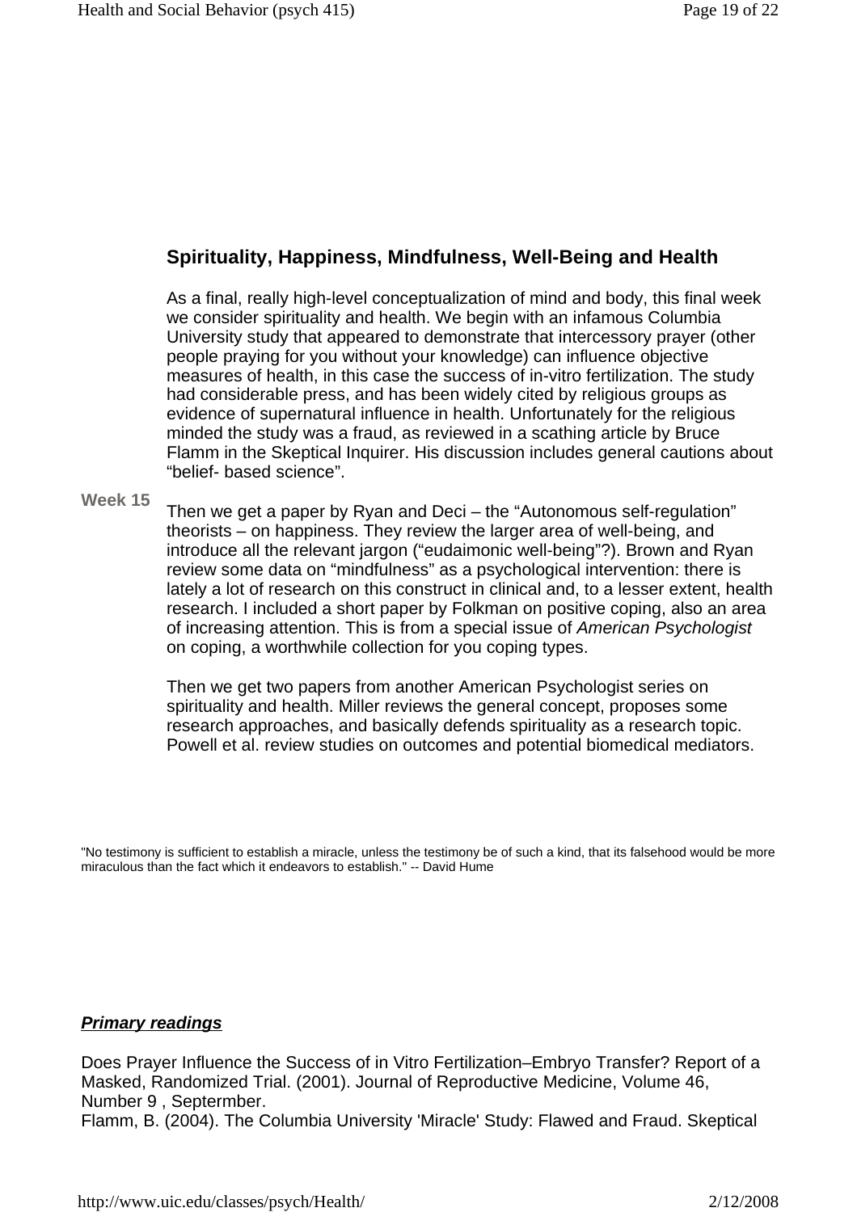## Spirituality, Happiness, Mindfulness, Well-Being and Health

**Week 15**

As a final, really high-level conceptualization of mind and body, this final week we consider spirituality and health. We begin with an infamous Columbia University study that appeared to demonstrate that intercessory prayer (other people praying for you without your knowledge) can influence objective measures of health, in this case the success of in-vitro fertilization. The study had considerable press, and has been widely cited by religious groups as evidence of supernatural influence in health. Unfortunately for the religious minded the study was a fraud, as reviewed in a scathing article by Bruce Flamm in the Skeptical Inquirer. His discussion includes general cautions about "belief- based science".

Then we get a paper by Ryan and Deci – the "Autonomous self-regulation" theorists – on happiness. They review the larger area of well-being, and introduce all the relevant jargon ("eudaimonic well-being"?). Brown and Ryan review some data on "mindfulness" as a psychological intervention: there is lately a lot of research on this construct in clinical and, to a lesser extent, health research. I included a short paper by Folkman on positive coping, also an area of increasing attention. This is from a special issue of *American Psychologist* on coping, a worthwhile collection for you coping types.

Then we get two papers from another American Psychologist series on spirituality and health. Miller reviews the general concept, proposes some research approaches, and basically defends spirituality as a research topic. Powell et al. review studies on outcomes and potential biomedical mediators.

"No testimony is sufficient to establish a miracle, unless the testimony be of such a kind, that its falsehood would be more miraculous than the fact which it endeavors to establish." -- David Hume

***Primary readings***

Does Prayer Influence the Success of in Vitro Fertilization–Embryo Transfer? Report of a Masked, Randomized Trial. (2001). Journal of Reproductive Medicine, Volume 46, Number 9 , Septermber.
Flamm, B. (2004). The Columbia University 'Miracle' Study: Flawed and Fraud. Skeptical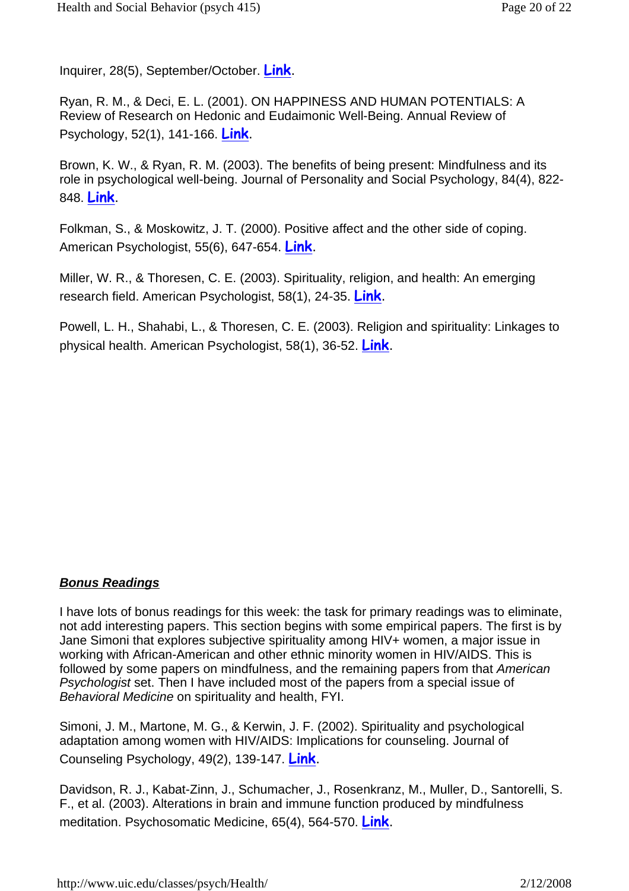Inquirer, 28(5), September/October. **Link**.

Ryan, R. M., & Deci, E. L. (2001). ON HAPPINESS AND HUMAN POTENTIALS: A Review of Research on Hedonic and Eudaimonic Well-Being. Annual Review of Psychology, 52(1), 141-166. **Link**.

Brown, K. W., & Ryan, R. M. (2003). The benefits of being present: Mindfulness and its role in psychological well-being. Journal of Personality and Social Psychology, 84(4), 822-848. **Link**.

Folkman, S., & Moskowitz, J. T. (2000). Positive affect and the other side of coping. American Psychologist, 55(6), 647-654. **Link**.

Miller, W. R., & Thoresen, C. E. (2003). Spirituality, religion, and health: An emerging research field. American Psychologist, 58(1), 24-35. **Link**.

Powell, L. H., Shahabi, L., & Thoresen, C. E. (2003). Religion and spirituality: Linkages to physical health. American Psychologist, 58(1), 36-52. **Link**.

***Bonus Readings***

I have lots of bonus readings for this week: the task for primary readings was to eliminate, not add interesting papers. This section begins with some empirical papers. The first is by Jane Simoni that explores subjective spirituality among HIV+ women, a major issue in working with African-American and other ethnic minority women in HIV/AIDS. This is followed by some papers on mindfulness, and the remaining papers from that *American Psychologist* set. Then I have included most of the papers from a special issue of *Behavioral Medicine* on spirituality and health, FYI.

Simoni, J. M., Martone, M. G., & Kerwin, J. F. (2002). Spirituality and psychological adaptation among women with HIV/AIDS: Implications for counseling. Journal of Counseling Psychology, 49(2), 139-147. **Link**.

Davidson, R. J., Kabat-Zinn, J., Schumacher, J., Rosenkranz, M., Muller, D., Santorelli, S. F., et al. (2003). Alterations in brain and immune function produced by mindfulness meditation. Psychosomatic Medicine, 65(4), 564-570. **Link**.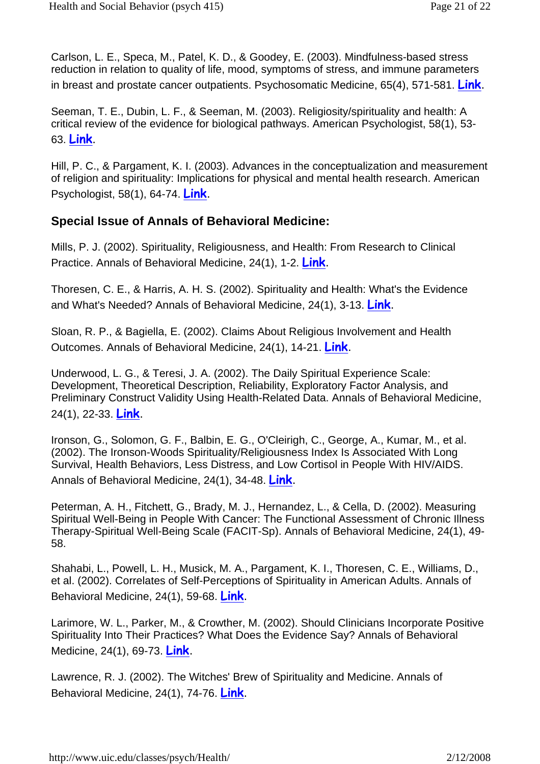Carlson, L. E., Speca, M., Patel, K. D., & Goodey, E. (2003). Mindfulness-based stress reduction in relation to quality of life, mood, symptoms of stress, and immune parameters in breast and prostate cancer outpatients. Psychosomatic Medicine, 65(4), 571-581. **Link**.

Seeman, T. E., Dubin, L. F., & Seeman, M. (2003). Religiosity/spirituality and health: A critical review of the evidence for biological pathways. American Psychologist, 58(1), 53-63. **Link**.

Hill, P. C., & Pargament, K. I. (2003). Advances in the conceptualization and measurement of religion and spirituality: Implications for physical and mental health research. American Psychologist, 58(1), 64-74. **Link**.

### Special Issue of Annals of Behavioral Medicine:

Mills, P. J. (2002). Spirituality, Religiousness, and Health: From Research to Clinical Practice. Annals of Behavioral Medicine, 24(1), 1-2. **Link**.

Thoresen, C. E., & Harris, A. H. S. (2002). Spirituality and Health: What's the Evidence and What's Needed? Annals of Behavioral Medicine, 24(1), 3-13. **Link**.

Sloan, R. P., & Bagiella, E. (2002). Claims About Religious Involvement and Health Outcomes. Annals of Behavioral Medicine, 24(1), 14-21. **Link**.

Underwood, L. G., & Teresi, J. A. (2002). The Daily Spiritual Experience Scale: Development, Theoretical Description, Reliability, Exploratory Factor Analysis, and Preliminary Construct Validity Using Health-Related Data. Annals of Behavioral Medicine, 24(1), 22-33. **Link**.

Ironson, G., Solomon, G. F., Balbin, E. G., O'Cleirigh, C., George, A., Kumar, M., et al. (2002). The Ironson-Woods Spirituality/Religiousness Index Is Associated With Long Survival, Health Behaviors, Less Distress, and Low Cortisol in People With HIV/AIDS. Annals of Behavioral Medicine, 24(1), 34-48. **Link**.

Peterman, A. H., Fitchett, G., Brady, M. J., Hernandez, L., & Cella, D. (2002). Measuring Spiritual Well-Being in People With Cancer: The Functional Assessment of Chronic Illness Therapy-Spiritual Well-Being Scale (FACIT-Sp). Annals of Behavioral Medicine, 24(1), 49-58.

Shahabi, L., Powell, L. H., Musick, M. A., Pargament, K. I., Thoresen, C. E., Williams, D., et al. (2002). Correlates of Self-Perceptions of Spirituality in American Adults. Annals of Behavioral Medicine, 24(1), 59-68. **Link**.

Larimore, W. L., Parker, M., & Crowther, M. (2002). Should Clinicians Incorporate Positive Spirituality Into Their Practices? What Does the Evidence Say? Annals of Behavioral Medicine, 24(1), 69-73. **Link**.

Lawrence, R. J. (2002). The Witches' Brew of Spirituality and Medicine. Annals of Behavioral Medicine, 24(1), 74-76. **Link**.